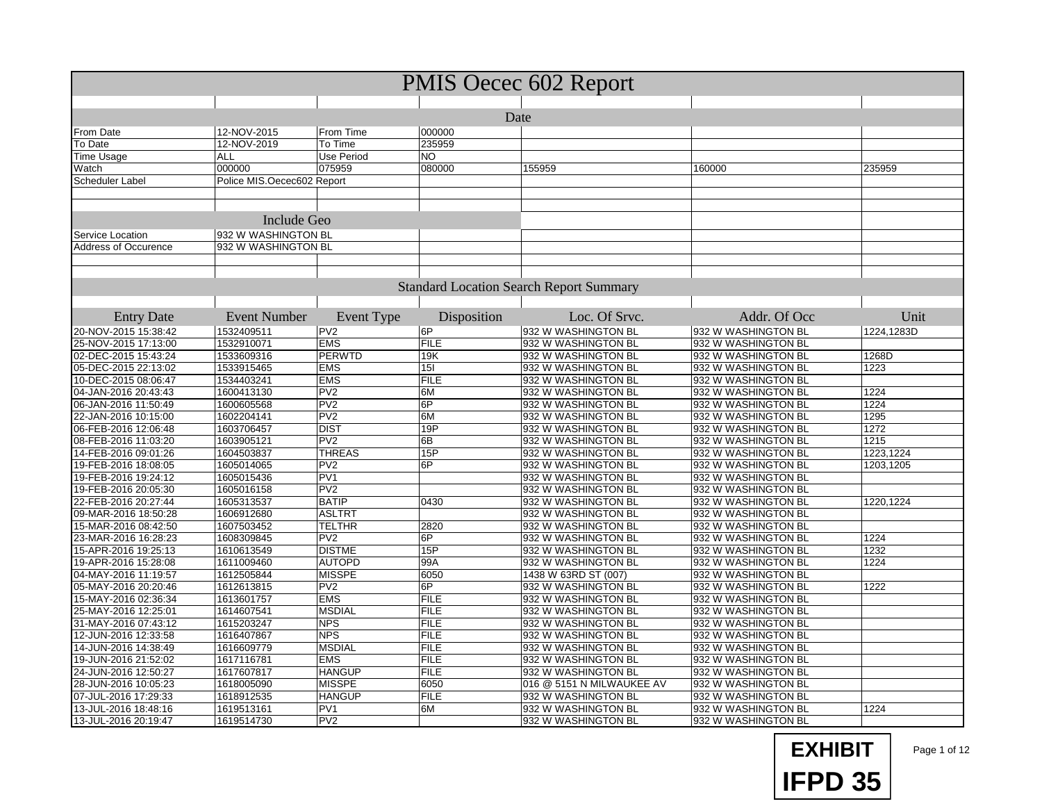# PMIS Oecec 602 Report

## Date

| | | | | | | |
|---|---|---|---|---|---|---|
| From Date | 12-NOV-2015 | From Time | 000000 | | | |
| To Date | 12-NOV-2019 | To Time | 235959 | | | |
| Time Usage | ALL | Use Period | NO | | | |
| Watch | 000000 | 075959 | 080000 | 155959 | 160000 | 235959 |
| Scheduler Label | Police MIS.Oecec602 Report | | | | | |

## Include Geo

| | |
|---|---|
| Service Location | 932 W WASHINGTON BL |
| Address of Occurence | 932 W WASHINGTON BL |

## Standard Location Search Report Summary

| Entry Date | Event Number | Event Type | Disposition | Loc. Of Srvc. | Addr. Of Occ | Unit |
|---|---|---|---|---|---|---|
| 20-NOV-2015 15:38:42 | 1532409511 | PV2 | 6P | 932 W WASHINGTON BL | 932 W WASHINGTON BL | 1224,1283D |
| 25-NOV-2015 17:13:00 | 1532910071 | EMS | FILE | 932 W WASHINGTON BL | 932 W WASHINGTON BL | |
| 02-DEC-2015 15:43:24 | 1533609316 | PERWTD | 19K | 932 W WASHINGTON BL | 932 W WASHINGTON BL | 1268D |
| 05-DEC-2015 22:13:02 | 1533915465 | EMS | 15I | 932 W WASHINGTON BL | 932 W WASHINGTON BL | 1223 |
| 10-DEC-2015 08:06:47 | 1534403241 | EMS | FILE | 932 W WASHINGTON BL | 932 W WASHINGTON BL | |
| 04-JAN-2016 20:43:43 | 1600413130 | PV2 | 6M | 932 W WASHINGTON BL | 932 W WASHINGTON BL | 1224 |
| 06-JAN-2016 11:50:49 | 1600605568 | PV2 | 6P | 932 W WASHINGTON BL | 932 W WASHINGTON BL | 1224 |
| 22-JAN-2016 10:15:00 | 1602204141 | PV2 | 6M | 932 W WASHINGTON BL | 932 W WASHINGTON BL | 1295 |
| 06-FEB-2016 12:06:48 | 1603706457 | DIST | 19P | 932 W WASHINGTON BL | 932 W WASHINGTON BL | 1272 |
| 08-FEB-2016 11:03:20 | 1603905121 | PV2 | 6B | 932 W WASHINGTON BL | 932 W WASHINGTON BL | 1215 |
| 14-FEB-2016 09:01:26 | 1604503837 | THREAS | 15P | 932 W WASHINGTON BL | 932 W WASHINGTON BL | 1223,1224 |
| 19-FEB-2016 18:08:05 | 1605014065 | PV2 | 6P | 932 W WASHINGTON BL | 932 W WASHINGTON BL | 1203,1205 |
| 19-FEB-2016 19:24:12 | 1605015436 | PV1 | | 932 W WASHINGTON BL | 932 W WASHINGTON BL | |
| 19-FEB-2016 20:05:30 | 1605016158 | PV2 | | 932 W WASHINGTON BL | 932 W WASHINGTON BL | |
| 22-FEB-2016 20:27:44 | 1605313537 | BATIP | 0430 | 932 W WASHINGTON BL | 932 W WASHINGTON BL | 1220,1224 |
| 09-MAR-2016 18:50:28 | 1606912680 | ASLTRT | | 932 W WASHINGTON BL | 932 W WASHINGTON BL | |
| 15-MAR-2016 08:42:50 | 1607503452 | TELTHR | 2820 | 932 W WASHINGTON BL | 932 W WASHINGTON BL | |
| 23-MAR-2016 16:28:23 | 1608309845 | PV2 | 6P | 932 W WASHINGTON BL | 932 W WASHINGTON BL | 1224 |
| 15-APR-2016 19:25:13 | 1610613549 | DISTME | 15P | 932 W WASHINGTON BL | 932 W WASHINGTON BL | 1232 |
| 19-APR-2016 15:28:08 | 1611009460 | AUTOPD | 99A | 932 W WASHINGTON BL | 932 W WASHINGTON BL | 1224 |
| 04-MAY-2016 11:19:57 | 1612505844 | MISSPE | 6050 | 1438 W 63RD ST (007) | 932 W WASHINGTON BL | |
| 05-MAY-2016 20:20:46 | 1612613815 | PV2 | 6P | 932 W WASHINGTON BL | 932 W WASHINGTON BL | 1222 |
| 15-MAY-2016 02:36:34 | 1613601757 | EMS | FILE | 932 W WASHINGTON BL | 932 W WASHINGTON BL | |
| 25-MAY-2016 12:25:01 | 1614607541 | MSDIAL | FILE | 932 W WASHINGTON BL | 932 W WASHINGTON BL | |
| 31-MAY-2016 07:43:12 | 1615203247 | NPS | FILE | 932 W WASHINGTON BL | 932 W WASHINGTON BL | |
| 12-JUN-2016 12:33:58 | 1616407867 | NPS | FILE | 932 W WASHINGTON BL | 932 W WASHINGTON BL | |
| 14-JUN-2016 14:38:49 | 1616609779 | MSDIAL | FILE | 932 W WASHINGTON BL | 932 W WASHINGTON BL | |
| 19-JUN-2016 21:52:02 | 1617116781 | EMS | FILE | 932 W WASHINGTON BL | 932 W WASHINGTON BL | |
| 24-JUN-2016 12:50:27 | 1617607817 | HANGUP | FILE | 932 W WASHINGTON BL | 932 W WASHINGTON BL | |
| 28-JUN-2016 10:05:23 | 1618005090 | MISSPE | 6050 | 016 @ 5151 N MILWAUKEE AV | 932 W WASHINGTON BL | |
| 07-JUL-2016 17:29:33 | 1618912535 | HANGUP | FILE | 932 W WASHINGTON BL | 932 W WASHINGTON BL | |
| 13-JUL-2016 18:48:16 | 1619513161 | PV1 | 6M | 932 W WASHINGTON BL | 932 W WASHINGTON BL | 1224 |
| 13-JUL-2016 20:19:47 | 1619514730 | PV2 | | 932 W WASHINGTON BL | 932 W WASHINGTON BL | |

**EXHIBIT**
**IFPD 35**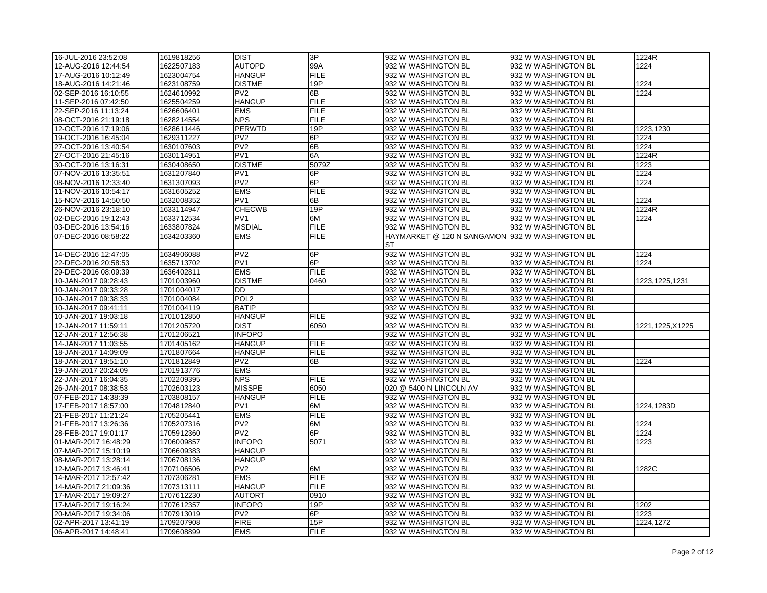| | | | | | | |
|---|---|---|---|---|---|---|
| 16-JUL-2016 23:52:08 | 1619818256 | DIST | 3P | 932 W WASHINGTON BL | 932 W WASHINGTON BL | 1224R |
| 12-AUG-2016 12:44:54 | 1622507183 | AUTOPD | 99A | 932 W WASHINGTON BL | 932 W WASHINGTON BL | 1224 |
| 17-AUG-2016 10:12:49 | 1623004754 | HANGUP | FILE | 932 W WASHINGTON BL | 932 W WASHINGTON BL | |
| 18-AUG-2016 14:21:46 | 1623108759 | DISTME | 19P | 932 W WASHINGTON BL | 932 W WASHINGTON BL | 1224 |
| 02-SEP-2016 16:10:55 | 1624610992 | PV2 | 6B | 932 W WASHINGTON BL | 932 W WASHINGTON BL | 1224 |
| 11-SEP-2016 07:42:50 | 1625504259 | HANGUP | FILE | 932 W WASHINGTON BL | 932 W WASHINGTON BL | |
| 22-SEP-2016 11:13:24 | 1626606401 | EMS | FILE | 932 W WASHINGTON BL | 932 W WASHINGTON BL | |
| 08-OCT-2016 21:19:18 | 1628214554 | NPS | FILE | 932 W WASHINGTON BL | 932 W WASHINGTON BL | |
| 12-OCT-2016 17:19:06 | 1628611446 | PERWTD | 19P | 932 W WASHINGTON BL | 932 W WASHINGTON BL | 1223,1230 |
| 19-OCT-2016 16:45:04 | 1629311227 | PV2 | 6P | 932 W WASHINGTON BL | 932 W WASHINGTON BL | 1224 |
| 27-OCT-2016 13:40:54 | 1630107603 | PV2 | 6B | 932 W WASHINGTON BL | 932 W WASHINGTON BL | 1224 |
| 27-OCT-2016 21:45:16 | 1630114951 | PV1 | 6A | 932 W WASHINGTON BL | 932 W WASHINGTON BL | 1224R |
| 30-OCT-2016 13:16:31 | 1630408650 | DISTME | 5079Z | 932 W WASHINGTON BL | 932 W WASHINGTON BL | 1223 |
| 07-NOV-2016 13:35:51 | 1631207840 | PV1 | 6P | 932 W WASHINGTON BL | 932 W WASHINGTON BL | 1224 |
| 08-NOV-2016 12:33:40 | 1631307093 | PV2 | 6P | 932 W WASHINGTON BL | 932 W WASHINGTON BL | 1224 |
| 11-NOV-2016 10:54:17 | 1631605252 | EMS | FILE | 932 W WASHINGTON BL | 932 W WASHINGTON BL | |
| 15-NOV-2016 14:50:50 | 1632008352 | PV1 | 6B | 932 W WASHINGTON BL | 932 W WASHINGTON BL | 1224 |
| 26-NOV-2016 23:18:10 | 1633114947 | CHECWB | 19P | 932 W WASHINGTON BL | 932 W WASHINGTON BL | 1224R |
| 02-DEC-2016 19:12:43 | 1633712534 | PV1 | 6M | 932 W WASHINGTON BL | 932 W WASHINGTON BL | 1224 |
| 03-DEC-2016 13:54:16 | 1633807824 | MSDIAL | FILE | 932 W WASHINGTON BL | 932 W WASHINGTON BL | |
| 07-DEC-2016 08:58:22 | 1634203360 | EMS | FILE | HAYMARKET @ 120 N SANGAMON ST | 932 W WASHINGTON BL | |
| 14-DEC-2016 12:47:05 | 1634906088 | PV2 | 6P | 932 W WASHINGTON BL | 932 W WASHINGTON BL | 1224 |
| 22-DEC-2016 20:58:53 | 1635713702 | PV1 | 6P | 932 W WASHINGTON BL | 932 W WASHINGTON BL | 1224 |
| 29-DEC-2016 08:09:39 | 1636402811 | EMS | FILE | 932 W WASHINGTON BL | 932 W WASHINGTON BL | |
| 10-JAN-2017 09:28:43 | 1701003960 | DISTME | 0460 | 932 W WASHINGTON BL | 932 W WASHINGTON BL | 1223,1225,1231 |
| 10-JAN-2017 09:33:28 | 1701004017 | DD | | 932 W WASHINGTON BL | 932 W WASHINGTON BL | |
| 10-JAN-2017 09:38:33 | 1701004084 | POL2 | | 932 W WASHINGTON BL | 932 W WASHINGTON BL | |
| 10-JAN-2017 09:41:11 | 1701004119 | BATIP | | 932 W WASHINGTON BL | 932 W WASHINGTON BL | |
| 10-JAN-2017 19:03:18 | 1701012850 | HANGUP | FILE | 932 W WASHINGTON BL | 932 W WASHINGTON BL | |
| 12-JAN-2017 11:59:11 | 1701205720 | DIST | 6050 | 932 W WASHINGTON BL | 932 W WASHINGTON BL | 1221,1225,X1225 |
| 12-JAN-2017 12:56:38 | 1701206521 | INFOPO | | 932 W WASHINGTON BL | 932 W WASHINGTON BL | |
| 14-JAN-2017 11:03:55 | 1701405162 | HANGUP | FILE | 932 W WASHINGTON BL | 932 W WASHINGTON BL | |
| 18-JAN-2017 14:09:09 | 1701807664 | HANGUP | FILE | 932 W WASHINGTON BL | 932 W WASHINGTON BL | |
| 18-JAN-2017 19:51:10 | 1701812849 | PV2 | 6B | 932 W WASHINGTON BL | 932 W WASHINGTON BL | 1224 |
| 19-JAN-2017 20:24:09 | 1701913776 | EMS | | 932 W WASHINGTON BL | 932 W WASHINGTON BL | |
| 22-JAN-2017 16:04:35 | 1702209395 | NPS | FILE | 932 W WASHINGTON BL | 932 W WASHINGTON BL | |
| 26-JAN-2017 08:38:53 | 1702603123 | MISSPE | 6050 | 020 @ 5400 N LINCOLN AV | 932 W WASHINGTON BL | |
| 07-FEB-2017 14:38:39 | 1703808157 | HANGUP | FILE | 932 W WASHINGTON BL | 932 W WASHINGTON BL | |
| 17-FEB-2017 18:57:00 | 1704812840 | PV1 | 6M | 932 W WASHINGTON BL | 932 W WASHINGTON BL | 1224,1283D |
| 21-FEB-2017 11:21:24 | 1705205441 | EMS | FILE | 932 W WASHINGTON BL | 932 W WASHINGTON BL | |
| 21-FEB-2017 13:26:36 | 1705207316 | PV2 | 6M | 932 W WASHINGTON BL | 932 W WASHINGTON BL | 1224 |
| 28-FEB-2017 19:01:17 | 1705912360 | PV2 | 6P | 932 W WASHINGTON BL | 932 W WASHINGTON BL | 1224 |
| 01-MAR-2017 16:48:29 | 1706009857 | INFOPO | 5071 | 932 W WASHINGTON BL | 932 W WASHINGTON BL | 1223 |
| 07-MAR-2017 15:10:19 | 1706609383 | HANGUP | | 932 W WASHINGTON BL | 932 W WASHINGTON BL | |
| 08-MAR-2017 13:28:14 | 1706708136 | HANGUP | | 932 W WASHINGTON BL | 932 W WASHINGTON BL | |
| 12-MAR-2017 13:46:41 | 1707106506 | PV2 | 6M | 932 W WASHINGTON BL | 932 W WASHINGTON BL | 1282C |
| 14-MAR-2017 12:57:42 | 1707306281 | EMS | FILE | 932 W WASHINGTON BL | 932 W WASHINGTON BL | |
| 14-MAR-2017 21:09:36 | 1707313111 | HANGUP | FILE | 932 W WASHINGTON BL | 932 W WASHINGTON BL | |
| 17-MAR-2017 19:09:27 | 1707612230 | AUTORT | 0910 | 932 W WASHINGTON BL | 932 W WASHINGTON BL | |
| 17-MAR-2017 19:16:24 | 1707612357 | INFOPO | 19P | 932 W WASHINGTON BL | 932 W WASHINGTON BL | 1202 |
| 20-MAR-2017 19:34:06 | 1707913019 | PV2 | 6P | 932 W WASHINGTON BL | 932 W WASHINGTON BL | 1223 |
| 02-APR-2017 13:41:19 | 1709207908 | FIRE | 15P | 932 W WASHINGTON BL | 932 W WASHINGTON BL | 1224,1272 |
| 06-APR-2017 14:48:41 | 1709608899 | EMS | FILE | 932 W WASHINGTON BL | 932 W WASHINGTON BL | |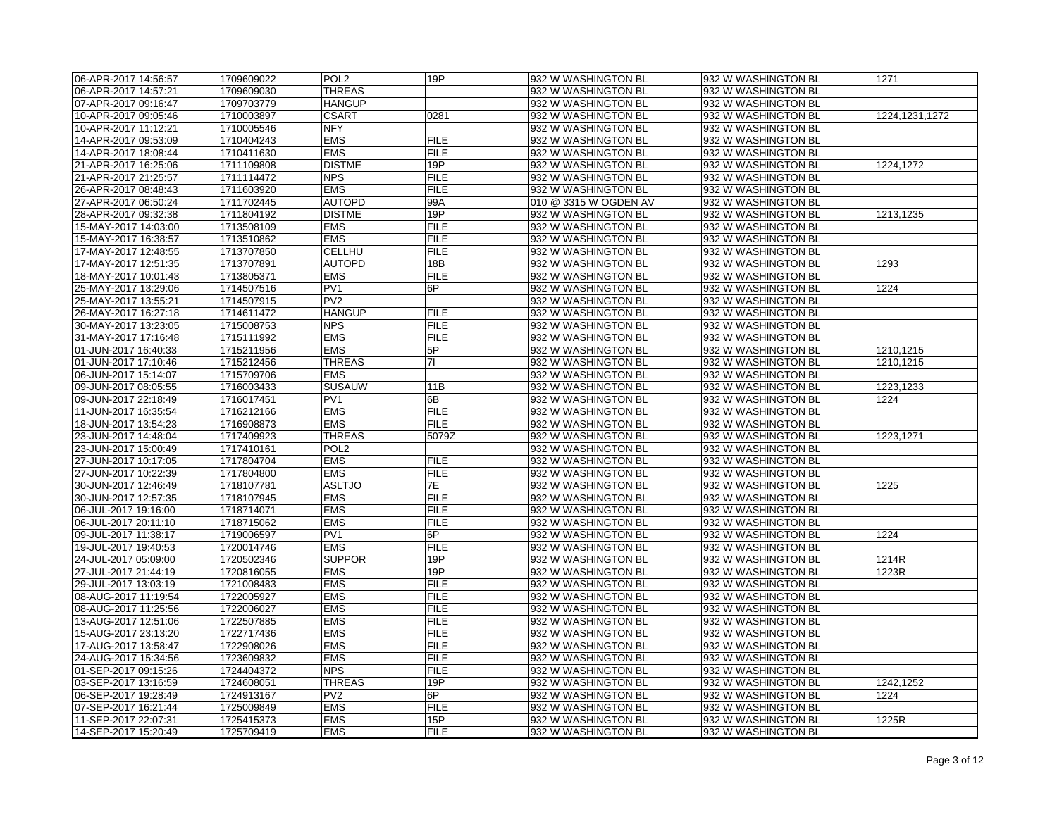| | | | | | | |
|---|---|---|---|---|---|---|
| 06-APR-2017 14:56:57 | 1709609022 | POL2 | 19P | 932 W WASHINGTON BL | 932 W WASHINGTON BL | 1271 |
| 06-APR-2017 14:57:21 | 1709609030 | THREAS | | 932 W WASHINGTON BL | 932 W WASHINGTON BL | |
| 07-APR-2017 09:16:47 | 1709703779 | HANGUP | | 932 W WASHINGTON BL | 932 W WASHINGTON BL | |
| 10-APR-2017 09:05:46 | 1710003897 | CSART | 0281 | 932 W WASHINGTON BL | 932 W WASHINGTON BL | 1224,1231,1272 |
| 10-APR-2017 11:12:21 | 1710005546 | NFY | | 932 W WASHINGTON BL | 932 W WASHINGTON BL | |
| 14-APR-2017 09:53:09 | 1710404243 | EMS | FILE | 932 W WASHINGTON BL | 932 W WASHINGTON BL | |
| 14-APR-2017 18:08:44 | 1710411630 | EMS | FILE | 932 W WASHINGTON BL | 932 W WASHINGTON BL | |
| 21-APR-2017 16:25:06 | 1711109808 | DISTME | 19P | 932 W WASHINGTON BL | 932 W WASHINGTON BL | 1224,1272 |
| 21-APR-2017 21:25:57 | 1711114472 | NPS | FILE | 932 W WASHINGTON BL | 932 W WASHINGTON BL | |
| 26-APR-2017 08:48:43 | 1711603920 | EMS | FILE | 932 W WASHINGTON BL | 932 W WASHINGTON BL | |
| 27-APR-2017 06:50:24 | 1711702445 | AUTOPD | 99A | 010 @ 3315 W OGDEN AV | 932 W WASHINGTON BL | |
| 28-APR-2017 09:32:38 | 1711804192 | DISTME | 19P | 932 W WASHINGTON BL | 932 W WASHINGTON BL | 1213,1235 |
| 15-MAY-2017 14:03:00 | 1713508109 | EMS | FILE | 932 W WASHINGTON BL | 932 W WASHINGTON BL | |
| 15-MAY-2017 16:38:57 | 1713510862 | EMS | FILE | 932 W WASHINGTON BL | 932 W WASHINGTON BL | |
| 17-MAY-2017 12:48:55 | 1713707850 | CELLHU | FILE | 932 W WASHINGTON BL | 932 W WASHINGTON BL | |
| 17-MAY-2017 12:51:35 | 1713707891 | AUTOPD | 18B | 932 W WASHINGTON BL | 932 W WASHINGTON BL | 1293 |
| 18-MAY-2017 10:01:43 | 1713805371 | EMS | FILE | 932 W WASHINGTON BL | 932 W WASHINGTON BL | |
| 25-MAY-2017 13:29:06 | 1714507516 | PV1 | 6P | 932 W WASHINGTON BL | 932 W WASHINGTON BL | 1224 |
| 25-MAY-2017 13:55:21 | 1714507915 | PV2 | | 932 W WASHINGTON BL | 932 W WASHINGTON BL | |
| 26-MAY-2017 16:27:18 | 1714611472 | HANGUP | FILE | 932 W WASHINGTON BL | 932 W WASHINGTON BL | |
| 30-MAY-2017 13:23:05 | 1715008753 | NPS | FILE | 932 W WASHINGTON BL | 932 W WASHINGTON BL | |
| 31-MAY-2017 17:16:48 | 1715111992 | EMS | FILE | 932 W WASHINGTON BL | 932 W WASHINGTON BL | |
| 01-JUN-2017 16:40:33 | 1715211956 | EMS | 5P | 932 W WASHINGTON BL | 932 W WASHINGTON BL | 1210,1215 |
| 01-JUN-2017 17:10:46 | 1715212456 | THREAS | 7I | 932 W WASHINGTON BL | 932 W WASHINGTON BL | 1210,1215 |
| 06-JUN-2017 15:14:07 | 1715709706 | EMS | | 932 W WASHINGTON BL | 932 W WASHINGTON BL | |
| 09-JUN-2017 08:05:55 | 1716003433 | SUSAUW | 11B | 932 W WASHINGTON BL | 932 W WASHINGTON BL | 1223,1233 |
| 09-JUN-2017 22:18:49 | 1716017451 | PV1 | 6B | 932 W WASHINGTON BL | 932 W WASHINGTON BL | 1224 |
| 11-JUN-2017 16:35:54 | 1716212166 | EMS | FILE | 932 W WASHINGTON BL | 932 W WASHINGTON BL | |
| 18-JUN-2017 13:54:23 | 1716908873 | EMS | FILE | 932 W WASHINGTON BL | 932 W WASHINGTON BL | |
| 23-JUN-2017 14:48:04 | 1717409923 | THREAS | 5079Z | 932 W WASHINGTON BL | 932 W WASHINGTON BL | 1223,1271 |
| 23-JUN-2017 15:00:49 | 1717410161 | POL2 | | 932 W WASHINGTON BL | 932 W WASHINGTON BL | |
| 27-JUN-2017 10:17:05 | 1717804704 | EMS | FILE | 932 W WASHINGTON BL | 932 W WASHINGTON BL | |
| 27-JUN-2017 10:22:39 | 1717804800 | EMS | FILE | 932 W WASHINGTON BL | 932 W WASHINGTON BL | |
| 30-JUN-2017 12:46:49 | 1718107781 | ASLTJO | 7E | 932 W WASHINGTON BL | 932 W WASHINGTON BL | 1225 |
| 30-JUN-2017 12:57:35 | 1718107945 | EMS | FILE | 932 W WASHINGTON BL | 932 W WASHINGTON BL | |
| 06-JUL-2017 19:16:00 | 1718714071 | EMS | FILE | 932 W WASHINGTON BL | 932 W WASHINGTON BL | |
| 06-JUL-2017 20:11:10 | 1718715062 | EMS | FILE | 932 W WASHINGTON BL | 932 W WASHINGTON BL | |
| 09-JUL-2017 11:38:17 | 1719006597 | PV1 | 6P | 932 W WASHINGTON BL | 932 W WASHINGTON BL | 1224 |
| 19-JUL-2017 19:40:53 | 1720014746 | EMS | FILE | 932 W WASHINGTON BL | 932 W WASHINGTON BL | |
| 24-JUL-2017 05:09:00 | 1720502346 | SUPPOR | 19P | 932 W WASHINGTON BL | 932 W WASHINGTON BL | 1214R |
| 27-JUL-2017 21:44:19 | 1720816055 | EMS | 19P | 932 W WASHINGTON BL | 932 W WASHINGTON BL | 1223R |
| 29-JUL-2017 13:03:19 | 1721008483 | EMS | FILE | 932 W WASHINGTON BL | 932 W WASHINGTON BL | |
| 08-AUG-2017 11:19:54 | 1722005927 | EMS | FILE | 932 W WASHINGTON BL | 932 W WASHINGTON BL | |
| 08-AUG-2017 11:25:56 | 1722006027 | EMS | FILE | 932 W WASHINGTON BL | 932 W WASHINGTON BL | |
| 13-AUG-2017 12:51:06 | 1722507885 | EMS | FILE | 932 W WASHINGTON BL | 932 W WASHINGTON BL | |
| 15-AUG-2017 23:13:20 | 1722717436 | EMS | FILE | 932 W WASHINGTON BL | 932 W WASHINGTON BL | |
| 17-AUG-2017 13:58:47 | 1722908026 | EMS | FILE | 932 W WASHINGTON BL | 932 W WASHINGTON BL | |
| 24-AUG-2017 15:34:56 | 1723609832 | EMS | FILE | 932 W WASHINGTON BL | 932 W WASHINGTON BL | |
| 01-SEP-2017 09:15:26 | 1724404372 | NPS | FILE | 932 W WASHINGTON BL | 932 W WASHINGTON BL | |
| 03-SEP-2017 13:16:59 | 1724608051 | THREAS | 19P | 932 W WASHINGTON BL | 932 W WASHINGTON BL | 1242,1252 |
| 06-SEP-2017 19:28:49 | 1724913167 | PV2 | 6P | 932 W WASHINGTON BL | 932 W WASHINGTON BL | 1224 |
| 07-SEP-2017 16:21:44 | 1725009849 | EMS | FILE | 932 W WASHINGTON BL | 932 W WASHINGTON BL | |
| 11-SEP-2017 22:07:31 | 1725415373 | EMS | 15P | 932 W WASHINGTON BL | 932 W WASHINGTON BL | 1225R |
| 14-SEP-2017 15:20:49 | 1725709419 | EMS | FILE | 932 W WASHINGTON BL | 932 W WASHINGTON BL | |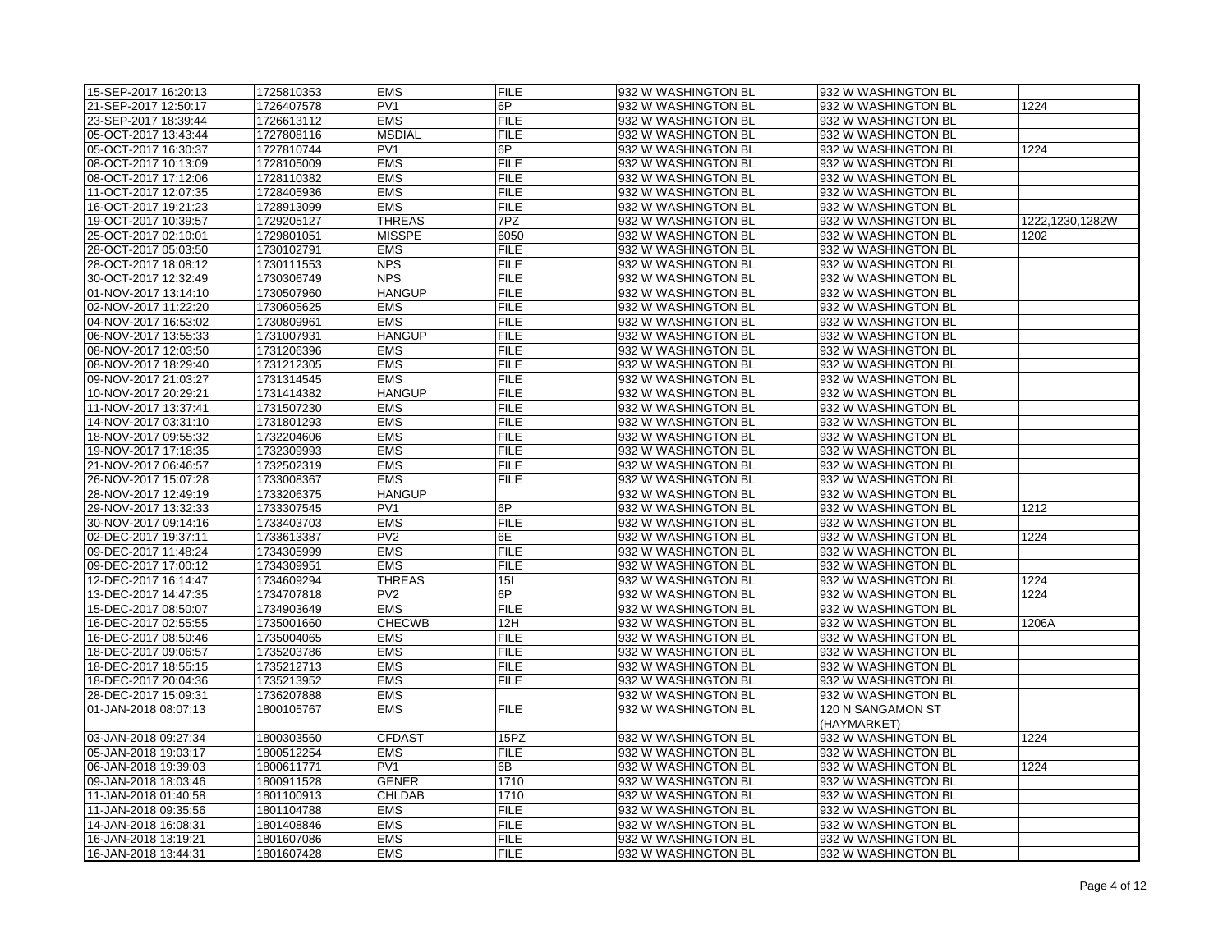| | | | | | | |
|---|---|---|---|---|---|---|
| 15-SEP-2017 16:20:13 | 1725810353 | EMS | FILE | 932 W WASHINGTON BL | 932 W WASHINGTON BL | |
| 21-SEP-2017 12:50:17 | 1726407578 | PV1 | 6P | 932 W WASHINGTON BL | 932 W WASHINGTON BL | 1224 |
| 23-SEP-2017 18:39:44 | 1726613112 | EMS | FILE | 932 W WASHINGTON BL | 932 W WASHINGTON BL | |
| 05-OCT-2017 13:43:44 | 1727808116 | MSDIAL | FILE | 932 W WASHINGTON BL | 932 W WASHINGTON BL | |
| 05-OCT-2017 16:30:37 | 1727810744 | PV1 | 6P | 932 W WASHINGTON BL | 932 W WASHINGTON BL | 1224 |
| 08-OCT-2017 10:13:09 | 1728105009 | EMS | FILE | 932 W WASHINGTON BL | 932 W WASHINGTON BL | |
| 08-OCT-2017 17:12:06 | 1728110382 | EMS | FILE | 932 W WASHINGTON BL | 932 W WASHINGTON BL | |
| 11-OCT-2017 12:07:35 | 1728405936 | EMS | FILE | 932 W WASHINGTON BL | 932 W WASHINGTON BL | |
| 16-OCT-2017 19:21:23 | 1728913099 | EMS | FILE | 932 W WASHINGTON BL | 932 W WASHINGTON BL | |
| 19-OCT-2017 10:39:57 | 1729205127 | THREAS | 7PZ | 932 W WASHINGTON BL | 932 W WASHINGTON BL | 1222,1230,1282W |
| 25-OCT-2017 02:10:01 | 1729801051 | MISSPE | 6050 | 932 W WASHINGTON BL | 932 W WASHINGTON BL | 1202 |
| 28-OCT-2017 05:03:50 | 1730102791 | EMS | FILE | 932 W WASHINGTON BL | 932 W WASHINGTON BL | |
| 28-OCT-2017 18:08:12 | 1730111553 | NPS | FILE | 932 W WASHINGTON BL | 932 W WASHINGTON BL | |
| 30-OCT-2017 12:32:49 | 1730306749 | NPS | FILE | 932 W WASHINGTON BL | 932 W WASHINGTON BL | |
| 01-NOV-2017 13:14:10 | 1730507960 | HANGUP | FILE | 932 W WASHINGTON BL | 932 W WASHINGTON BL | |
| 02-NOV-2017 11:22:20 | 1730605625 | EMS | FILE | 932 W WASHINGTON BL | 932 W WASHINGTON BL | |
| 04-NOV-2017 16:53:02 | 1730809961 | EMS | FILE | 932 W WASHINGTON BL | 932 W WASHINGTON BL | |
| 06-NOV-2017 13:55:33 | 1731007931 | HANGUP | FILE | 932 W WASHINGTON BL | 932 W WASHINGTON BL | |
| 08-NOV-2017 12:03:50 | 1731206396 | EMS | FILE | 932 W WASHINGTON BL | 932 W WASHINGTON BL | |
| 08-NOV-2017 18:29:40 | 1731212305 | EMS | FILE | 932 W WASHINGTON BL | 932 W WASHINGTON BL | |
| 09-NOV-2017 21:03:27 | 1731314545 | EMS | FILE | 932 W WASHINGTON BL | 932 W WASHINGTON BL | |
| 10-NOV-2017 20:29:21 | 1731414382 | HANGUP | FILE | 932 W WASHINGTON BL | 932 W WASHINGTON BL | |
| 11-NOV-2017 13:37:41 | 1731507230 | EMS | FILE | 932 W WASHINGTON BL | 932 W WASHINGTON BL | |
| 14-NOV-2017 03:31:10 | 1731801293 | EMS | FILE | 932 W WASHINGTON BL | 932 W WASHINGTON BL | |
| 18-NOV-2017 09:55:32 | 1732204606 | EMS | FILE | 932 W WASHINGTON BL | 932 W WASHINGTON BL | |
| 19-NOV-2017 17:18:35 | 1732309993 | EMS | FILE | 932 W WASHINGTON BL | 932 W WASHINGTON BL | |
| 21-NOV-2017 06:46:57 | 1732502319 | EMS | FILE | 932 W WASHINGTON BL | 932 W WASHINGTON BL | |
| 26-NOV-2017 15:07:28 | 1733008367 | EMS | FILE | 932 W WASHINGTON BL | 932 W WASHINGTON BL | |
| 28-NOV-2017 12:49:19 | 1733206375 | HANGUP | | 932 W WASHINGTON BL | 932 W WASHINGTON BL | |
| 29-NOV-2017 13:32:33 | 1733307545 | PV1 | 6P | 932 W WASHINGTON BL | 932 W WASHINGTON BL | 1212 |
| 30-NOV-2017 09:14:16 | 1733403703 | EMS | FILE | 932 W WASHINGTON BL | 932 W WASHINGTON BL | |
| 02-DEC-2017 19:37:11 | 1733613387 | PV2 | 6E | 932 W WASHINGTON BL | 932 W WASHINGTON BL | 1224 |
| 09-DEC-2017 11:48:24 | 1734305999 | EMS | FILE | 932 W WASHINGTON BL | 932 W WASHINGTON BL | |
| 09-DEC-2017 17:00:12 | 1734309951 | EMS | FILE | 932 W WASHINGTON BL | 932 W WASHINGTON BL | |
| 12-DEC-2017 16:14:47 | 1734609294 | THREAS | 15I | 932 W WASHINGTON BL | 932 W WASHINGTON BL | 1224 |
| 13-DEC-2017 14:47:35 | 1734707818 | PV2 | 6P | 932 W WASHINGTON BL | 932 W WASHINGTON BL | 1224 |
| 15-DEC-2017 08:50:07 | 1734903649 | EMS | FILE | 932 W WASHINGTON BL | 932 W WASHINGTON BL | |
| 16-DEC-2017 02:55:55 | 1735001660 | CHECWB | 12H | 932 W WASHINGTON BL | 932 W WASHINGTON BL | 1206A |
| 16-DEC-2017 08:50:46 | 1735004065 | EMS | FILE | 932 W WASHINGTON BL | 932 W WASHINGTON BL | |
| 18-DEC-2017 09:06:57 | 1735203786 | EMS | FILE | 932 W WASHINGTON BL | 932 W WASHINGTON BL | |
| 18-DEC-2017 18:55:15 | 1735212713 | EMS | FILE | 932 W WASHINGTON BL | 932 W WASHINGTON BL | |
| 18-DEC-2017 20:04:36 | 1735213952 | EMS | FILE | 932 W WASHINGTON BL | 932 W WASHINGTON BL | |
| 28-DEC-2017 15:09:31 | 1736207888 | EMS | | 932 W WASHINGTON BL | 932 W WASHINGTON BL | |
| 01-JAN-2018 08:07:13 | 1800105767 | EMS | FILE | 932 W WASHINGTON BL | 120 N SANGAMON ST (HAYMARKET) | |
| 03-JAN-2018 09:27:34 | 1800303560 | CFDAST | 15PZ | 932 W WASHINGTON BL | 932 W WASHINGTON BL | 1224 |
| 05-JAN-2018 19:03:17 | 1800512254 | EMS | FILE | 932 W WASHINGTON BL | 932 W WASHINGTON BL | |
| 06-JAN-2018 19:39:03 | 1800611771 | PV1 | 6B | 932 W WASHINGTON BL | 932 W WASHINGTON BL | 1224 |
| 09-JAN-2018 18:03:46 | 1800911528 | GENER | 1710 | 932 W WASHINGTON BL | 932 W WASHINGTON BL | |
| 11-JAN-2018 01:40:58 | 1801100913 | CHLDAB | 1710 | 932 W WASHINGTON BL | 932 W WASHINGTON BL | |
| 11-JAN-2018 09:35:56 | 1801104788 | EMS | FILE | 932 W WASHINGTON BL | 932 W WASHINGTON BL | |
| 14-JAN-2018 16:08:31 | 1801408846 | EMS | FILE | 932 W WASHINGTON BL | 932 W WASHINGTON BL | |
| 16-JAN-2018 13:19:21 | 1801607086 | EMS | FILE | 932 W WASHINGTON BL | 932 W WASHINGTON BL | |
| 16-JAN-2018 13:44:31 | 1801607428 | EMS | FILE | 932 W WASHINGTON BL | 932 W WASHINGTON BL | |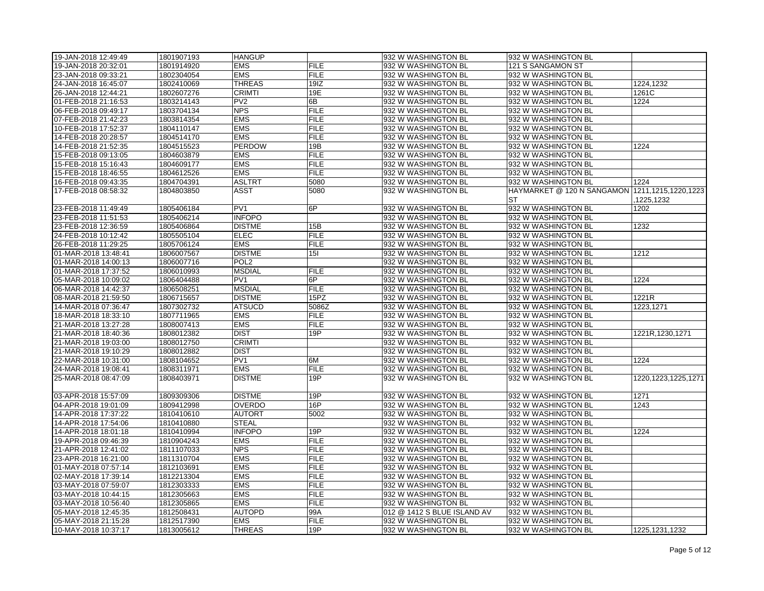| | | | | | | |
|---|---|---|---|---|---|---|
| 19-JAN-2018 12:49:49 | 1801907193 | HANGUP | | 932 W WASHINGTON BL | 932 W WASHINGTON BL | |
| 19-JAN-2018 20:32:01 | 1801914920 | EMS | FILE | 932 W WASHINGTON BL | 121 S SANGAMON ST | |
| 23-JAN-2018 09:33:21 | 1802304054 | EMS | FILE | 932 W WASHINGTON BL | 932 W WASHINGTON BL | |
| 24-JAN-2018 16:45:07 | 1802410069 | THREAS | 19IZ | 932 W WASHINGTON BL | 932 W WASHINGTON BL | 1224,1232 |
| 26-JAN-2018 12:44:21 | 1802607276 | CRIMTI | 19E | 932 W WASHINGTON BL | 932 W WASHINGTON BL | 1261C |
| 01-FEB-2018 21:16:53 | 1803214143 | PV2 | 6B | 932 W WASHINGTON BL | 932 W WASHINGTON BL | 1224 |
| 06-FEB-2018 09:49:17 | 1803704134 | NPS | FILE | 932 W WASHINGTON BL | 932 W WASHINGTON BL | |
| 07-FEB-2018 21:42:23 | 1803814354 | EMS | FILE | 932 W WASHINGTON BL | 932 W WASHINGTON BL | |
| 10-FEB-2018 17:52:37 | 1804110147 | EMS | FILE | 932 W WASHINGTON BL | 932 W WASHINGTON BL | |
| 14-FEB-2018 20:28:57 | 1804514170 | EMS | FILE | 932 W WASHINGTON BL | 932 W WASHINGTON BL | |
| 14-FEB-2018 21:52:35 | 1804515523 | PERDOW | 19B | 932 W WASHINGTON BL | 932 W WASHINGTON BL | 1224 |
| 15-FEB-2018 09:13:05 | 1804603879 | EMS | FILE | 932 W WASHINGTON BL | 932 W WASHINGTON BL | |
| 15-FEB-2018 15:16:43 | 1804609177 | EMS | FILE | 932 W WASHINGTON BL | 932 W WASHINGTON BL | |
| 15-FEB-2018 18:46:55 | 1804612526 | EMS | FILE | 932 W WASHINGTON BL | 932 W WASHINGTON BL | |
| 16-FEB-2018 09:43:35 | 1804704391 | ASLTRT | 5080 | 932 W WASHINGTON BL | 932 W WASHINGTON BL | 1224 |
| 17-FEB-2018 08:58:32 | 1804803850 | ASST | 5080 | 932 W WASHINGTON BL | HAYMARKET @ 120 N SANGAMON ST | 1211,1215,1220,1223,1225,1232 |
| 23-FEB-2018 11:49:49 | 1805406184 | PV1 | 6P | 932 W WASHINGTON BL | 932 W WASHINGTON BL | 1202 |
| 23-FEB-2018 11:51:53 | 1805406214 | INFOPO | | 932 W WASHINGTON BL | 932 W WASHINGTON BL | |
| 23-FEB-2018 12:36:59 | 1805406864 | DISTME | 15B | 932 W WASHINGTON BL | 932 W WASHINGTON BL | 1232 |
| 24-FEB-2018 10:12:42 | 1805505104 | ELEC | FILE | 932 W WASHINGTON BL | 932 W WASHINGTON BL | |
| 26-FEB-2018 11:29:25 | 1805706124 | EMS | FILE | 932 W WASHINGTON BL | 932 W WASHINGTON BL | |
| 01-MAR-2018 13:48:41 | 1806007567 | DISTME | 15I | 932 W WASHINGTON BL | 932 W WASHINGTON BL | 1212 |
| 01-MAR-2018 14:00:13 | 1806007716 | POL2 | | 932 W WASHINGTON BL | 932 W WASHINGTON BL | |
| 01-MAR-2018 17:37:52 | 1806010993 | MSDIAL | FILE | 932 W WASHINGTON BL | 932 W WASHINGTON BL | |
| 05-MAR-2018 10:09:02 | 1806404488 | PV1 | 6P | 932 W WASHINGTON BL | 932 W WASHINGTON BL | 1224 |
| 06-MAR-2018 14:42:37 | 1806508251 | MSDIAL | FILE | 932 W WASHINGTON BL | 932 W WASHINGTON BL | |
| 08-MAR-2018 21:59:50 | 1806715657 | DISTME | 15PZ | 932 W WASHINGTON BL | 932 W WASHINGTON BL | 1221R |
| 14-MAR-2018 07:36:47 | 1807302732 | ATSUCD | 5086Z | 932 W WASHINGTON BL | 932 W WASHINGTON BL | 1223,1271 |
| 18-MAR-2018 18:33:10 | 1807711965 | EMS | FILE | 932 W WASHINGTON BL | 932 W WASHINGTON BL | |
| 21-MAR-2018 13:27:28 | 1808007413 | EMS | FILE | 932 W WASHINGTON BL | 932 W WASHINGTON BL | |
| 21-MAR-2018 18:40:36 | 1808012382 | DIST | 19P | 932 W WASHINGTON BL | 932 W WASHINGTON BL | 1221R,1230,1271 |
| 21-MAR-2018 19:03:00 | 1808012750 | CRIMTI | | 932 W WASHINGTON BL | 932 W WASHINGTON BL | |
| 21-MAR-2018 19:10:29 | 1808012882 | DIST | | 932 W WASHINGTON BL | 932 W WASHINGTON BL | |
| 22-MAR-2018 10:31:00 | 1808104652 | PV1 | 6M | 932 W WASHINGTON BL | 932 W WASHINGTON BL | 1224 |
| 24-MAR-2018 19:08:41 | 1808311971 | EMS | FILE | 932 W WASHINGTON BL | 932 W WASHINGTON BL | |
| 25-MAR-2018 08:47:09 | 1808403971 | DISTME | 19P | 932 W WASHINGTON BL | 932 W WASHINGTON BL | 1220,1223,1225,1271 |
| 03-APR-2018 15:57:09 | 1809309306 | DISTME | 19P | 932 W WASHINGTON BL | 932 W WASHINGTON BL | 1271 |
| 04-APR-2018 19:01:09 | 1809412998 | OVERDO | 16P | 932 W WASHINGTON BL | 932 W WASHINGTON BL | 1243 |
| 14-APR-2018 17:37:22 | 1810410610 | AUTORT | 5002 | 932 W WASHINGTON BL | 932 W WASHINGTON BL | |
| 14-APR-2018 17:54:06 | 1810410880 | STEAL | | 932 W WASHINGTON BL | 932 W WASHINGTON BL | |
| 14-APR-2018 18:01:18 | 1810410994 | INFOPO | 19P | 932 W WASHINGTON BL | 932 W WASHINGTON BL | 1224 |
| 19-APR-2018 09:46:39 | 1810904243 | EMS | FILE | 932 W WASHINGTON BL | 932 W WASHINGTON BL | |
| 21-APR-2018 12:41:02 | 1811107033 | NPS | FILE | 932 W WASHINGTON BL | 932 W WASHINGTON BL | |
| 23-APR-2018 16:21:00 | 1811310704 | EMS | FILE | 932 W WASHINGTON BL | 932 W WASHINGTON BL | |
| 01-MAY-2018 07:57:14 | 1812103691 | EMS | FILE | 932 W WASHINGTON BL | 932 W WASHINGTON BL | |
| 02-MAY-2018 17:39:14 | 1812213304 | EMS | FILE | 932 W WASHINGTON BL | 932 W WASHINGTON BL | |
| 03-MAY-2018 07:59:07 | 1812303333 | EMS | FILE | 932 W WASHINGTON BL | 932 W WASHINGTON BL | |
| 03-MAY-2018 10:44:15 | 1812305663 | EMS | FILE | 932 W WASHINGTON BL | 932 W WASHINGTON BL | |
| 03-MAY-2018 10:56:40 | 1812305865 | EMS | FILE | 932 W WASHINGTON BL | 932 W WASHINGTON BL | |
| 05-MAY-2018 12:45:35 | 1812508431 | AUTOPD | 99A | 012 @ 1412 S BLUE ISLAND AV | 932 W WASHINGTON BL | |
| 05-MAY-2018 21:15:28 | 1812517390 | EMS | FILE | 932 W WASHINGTON BL | 932 W WASHINGTON BL | |
| 10-MAY-2018 10:37:17 | 1813005612 | THREAS | 19P | 932 W WASHINGTON BL | 932 W WASHINGTON BL | 1225,1231,1232 |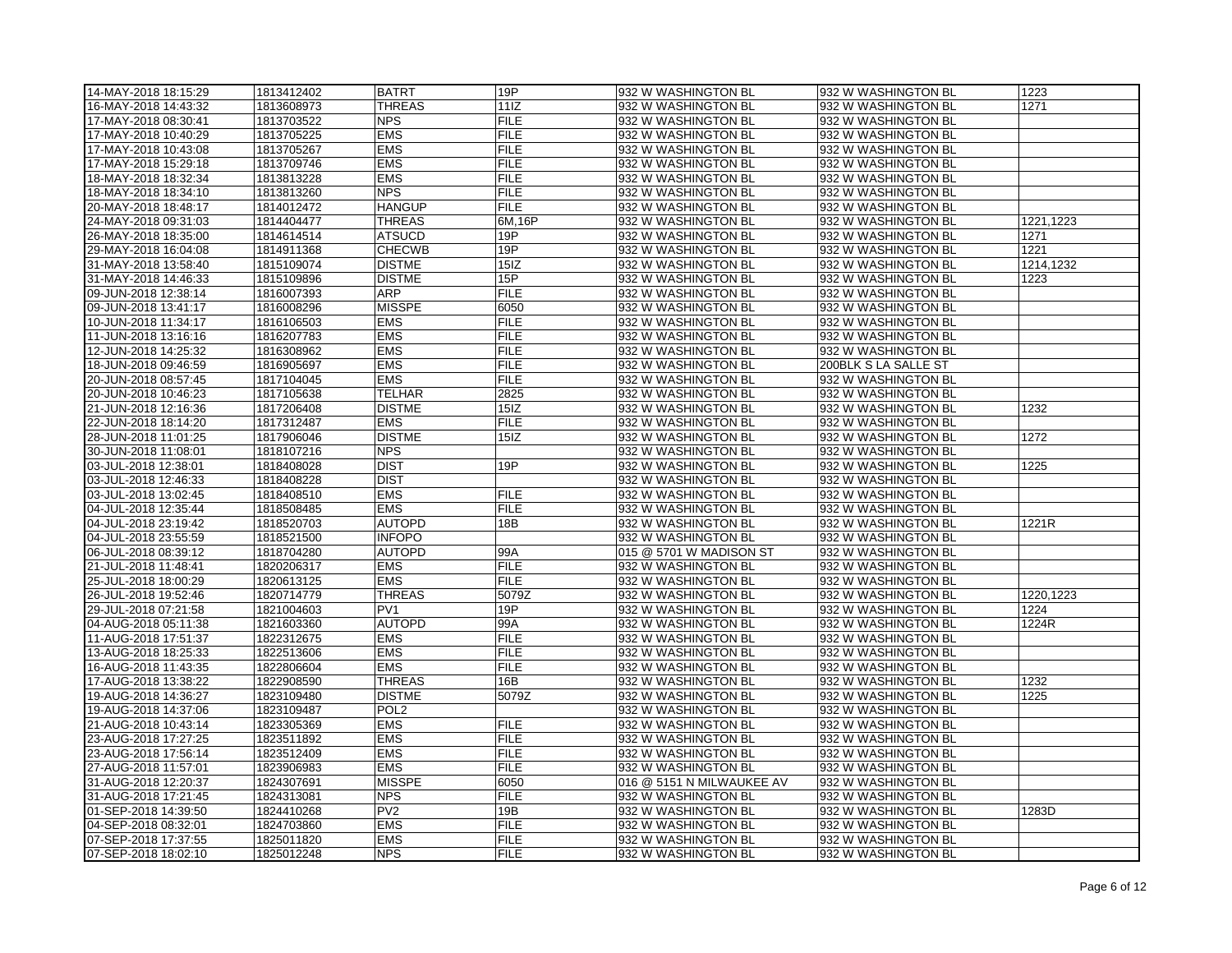| | | | | | | |
|---|---|---|---|---|---|---|
| 14-MAY-2018 18:15:29 | 1813412402 | BATRT | 19P | 932 W WASHINGTON BL | 932 W WASHINGTON BL | 1223 |
| 16-MAY-2018 14:43:32 | 1813608973 | THREAS | 11IZ | 932 W WASHINGTON BL | 932 W WASHINGTON BL | 1271 |
| 17-MAY-2018 08:30:41 | 1813703522 | NPS | FILE | 932 W WASHINGTON BL | 932 W WASHINGTON BL | |
| 17-MAY-2018 10:40:29 | 1813705225 | EMS | FILE | 932 W WASHINGTON BL | 932 W WASHINGTON BL | |
| 17-MAY-2018 10:43:08 | 1813705267 | EMS | FILE | 932 W WASHINGTON BL | 932 W WASHINGTON BL | |
| 17-MAY-2018 15:29:18 | 1813709746 | EMS | FILE | 932 W WASHINGTON BL | 932 W WASHINGTON BL | |
| 18-MAY-2018 18:32:34 | 1813813228 | EMS | FILE | 932 W WASHINGTON BL | 932 W WASHINGTON BL | |
| 18-MAY-2018 18:34:10 | 1813813260 | NPS | FILE | 932 W WASHINGTON BL | 932 W WASHINGTON BL | |
| 20-MAY-2018 18:48:17 | 1814012472 | HANGUP | FILE | 932 W WASHINGTON BL | 932 W WASHINGTON BL | |
| 24-MAY-2018 09:31:03 | 1814404477 | THREAS | 6M,16P | 932 W WASHINGTON BL | 932 W WASHINGTON BL | 1221,1223 |
| 26-MAY-2018 18:35:00 | 1814614514 | ATSUCD | 19P | 932 W WASHINGTON BL | 932 W WASHINGTON BL | 1271 |
| 29-MAY-2018 16:04:08 | 1814911368 | CHECWB | 19P | 932 W WASHINGTON BL | 932 W WASHINGTON BL | 1221 |
| 31-MAY-2018 13:58:40 | 1815109074 | DISTME | 15IZ | 932 W WASHINGTON BL | 932 W WASHINGTON BL | 1214,1232 |
| 31-MAY-2018 14:46:33 | 1815109896 | DISTME | 15P | 932 W WASHINGTON BL | 932 W WASHINGTON BL | 1223 |
| 09-JUN-2018 12:38:14 | 1816007393 | ARP | FILE | 932 W WASHINGTON BL | 932 W WASHINGTON BL | |
| 09-JUN-2018 13:41:17 | 1816008296 | MISSPE | 6050 | 932 W WASHINGTON BL | 932 W WASHINGTON BL | |
| 10-JUN-2018 11:34:17 | 1816106503 | EMS | FILE | 932 W WASHINGTON BL | 932 W WASHINGTON BL | |
| 11-JUN-2018 13:16:16 | 1816207783 | EMS | FILE | 932 W WASHINGTON BL | 932 W WASHINGTON BL | |
| 12-JUN-2018 14:25:32 | 1816308962 | EMS | FILE | 932 W WASHINGTON BL | 932 W WASHINGTON BL | |
| 18-JUN-2018 09:46:59 | 1816905697 | EMS | FILE | 932 W WASHINGTON BL | 200BLK S LA SALLE ST | |
| 20-JUN-2018 08:57:45 | 1817104045 | EMS | FILE | 932 W WASHINGTON BL | 932 W WASHINGTON BL | |
| 20-JUN-2018 10:46:23 | 1817105638 | TELHAR | 2825 | 932 W WASHINGTON BL | 932 W WASHINGTON BL | |
| 21-JUN-2018 12:16:36 | 1817206408 | DISTME | 15IZ | 932 W WASHINGTON BL | 932 W WASHINGTON BL | 1232 |
| 22-JUN-2018 18:14:20 | 1817312487 | EMS | FILE | 932 W WASHINGTON BL | 932 W WASHINGTON BL | |
| 28-JUN-2018 11:01:25 | 1817906046 | DISTME | 15IZ | 932 W WASHINGTON BL | 932 W WASHINGTON BL | 1272 |
| 30-JUN-2018 11:08:01 | 1818107216 | NPS | | 932 W WASHINGTON BL | 932 W WASHINGTON BL | |
| 03-JUL-2018 12:38:01 | 1818408028 | DIST | 19P | 932 W WASHINGTON BL | 932 W WASHINGTON BL | 1225 |
| 03-JUL-2018 12:46:33 | 1818408228 | DIST | | 932 W WASHINGTON BL | 932 W WASHINGTON BL | |
| 03-JUL-2018 13:02:45 | 1818408510 | EMS | FILE | 932 W WASHINGTON BL | 932 W WASHINGTON BL | |
| 04-JUL-2018 12:35:44 | 1818508485 | EMS | FILE | 932 W WASHINGTON BL | 932 W WASHINGTON BL | |
| 04-JUL-2018 23:19:42 | 1818520703 | AUTOPD | 18B | 932 W WASHINGTON BL | 932 W WASHINGTON BL | 1221R |
| 04-JUL-2018 23:55:59 | 1818521500 | INFOPO | | 932 W WASHINGTON BL | 932 W WASHINGTON BL | |
| 06-JUL-2018 08:39:12 | 1818704280 | AUTOPD | 99A | 015 @ 5701 W MADISON ST | 932 W WASHINGTON BL | |
| 21-JUL-2018 11:48:41 | 1820206317 | EMS | FILE | 932 W WASHINGTON BL | 932 W WASHINGTON BL | |
| 25-JUL-2018 18:00:29 | 1820613125 | EMS | FILE | 932 W WASHINGTON BL | 932 W WASHINGTON BL | |
| 26-JUL-2018 19:52:46 | 1820714779 | THREAS | 5079Z | 932 W WASHINGTON BL | 932 W WASHINGTON BL | 1220,1223 |
| 29-JUL-2018 07:21:58 | 1821004603 | PV1 | 19P | 932 W WASHINGTON BL | 932 W WASHINGTON BL | 1224 |
| 04-AUG-2018 05:11:38 | 1821603360 | AUTOPD | 99A | 932 W WASHINGTON BL | 932 W WASHINGTON BL | 1224R |
| 11-AUG-2018 17:51:37 | 1822312675 | EMS | FILE | 932 W WASHINGTON BL | 932 W WASHINGTON BL | |
| 13-AUG-2018 18:25:33 | 1822513606 | EMS | FILE | 932 W WASHINGTON BL | 932 W WASHINGTON BL | |
| 16-AUG-2018 11:43:35 | 1822806604 | EMS | FILE | 932 W WASHINGTON BL | 932 W WASHINGTON BL | |
| 17-AUG-2018 13:38:22 | 1822908590 | THREAS | 16B | 932 W WASHINGTON BL | 932 W WASHINGTON BL | 1232 |
| 19-AUG-2018 14:36:27 | 1823109480 | DISTME | 5079Z | 932 W WASHINGTON BL | 932 W WASHINGTON BL | 1225 |
| 19-AUG-2018 14:37:06 | 1823109487 | POL2 | | 932 W WASHINGTON BL | 932 W WASHINGTON BL | |
| 21-AUG-2018 10:43:14 | 1823305369 | EMS | FILE | 932 W WASHINGTON BL | 932 W WASHINGTON BL | |
| 23-AUG-2018 17:27:25 | 1823511892 | EMS | FILE | 932 W WASHINGTON BL | 932 W WASHINGTON BL | |
| 23-AUG-2018 17:56:14 | 1823512409 | EMS | FILE | 932 W WASHINGTON BL | 932 W WASHINGTON BL | |
| 27-AUG-2018 11:57:01 | 1823906983 | EMS | FILE | 932 W WASHINGTON BL | 932 W WASHINGTON BL | |
| 31-AUG-2018 12:20:37 | 1824307691 | MISSPE | 6050 | 016 @ 5151 N MILWAUKEE AV | 932 W WASHINGTON BL | |
| 31-AUG-2018 17:21:45 | 1824313081 | NPS | FILE | 932 W WASHINGTON BL | 932 W WASHINGTON BL | |
| 01-SEP-2018 14:39:50 | 1824410268 | PV2 | 19B | 932 W WASHINGTON BL | 932 W WASHINGTON BL | 1283D |
| 04-SEP-2018 08:32:01 | 1824703860 | EMS | FILE | 932 W WASHINGTON BL | 932 W WASHINGTON BL | |
| 07-SEP-2018 17:37:55 | 1825011820 | EMS | FILE | 932 W WASHINGTON BL | 932 W WASHINGTON BL | |
| 07-SEP-2018 18:02:10 | 1825012248 | NPS | FILE | 932 W WASHINGTON BL | 932 W WASHINGTON BL | |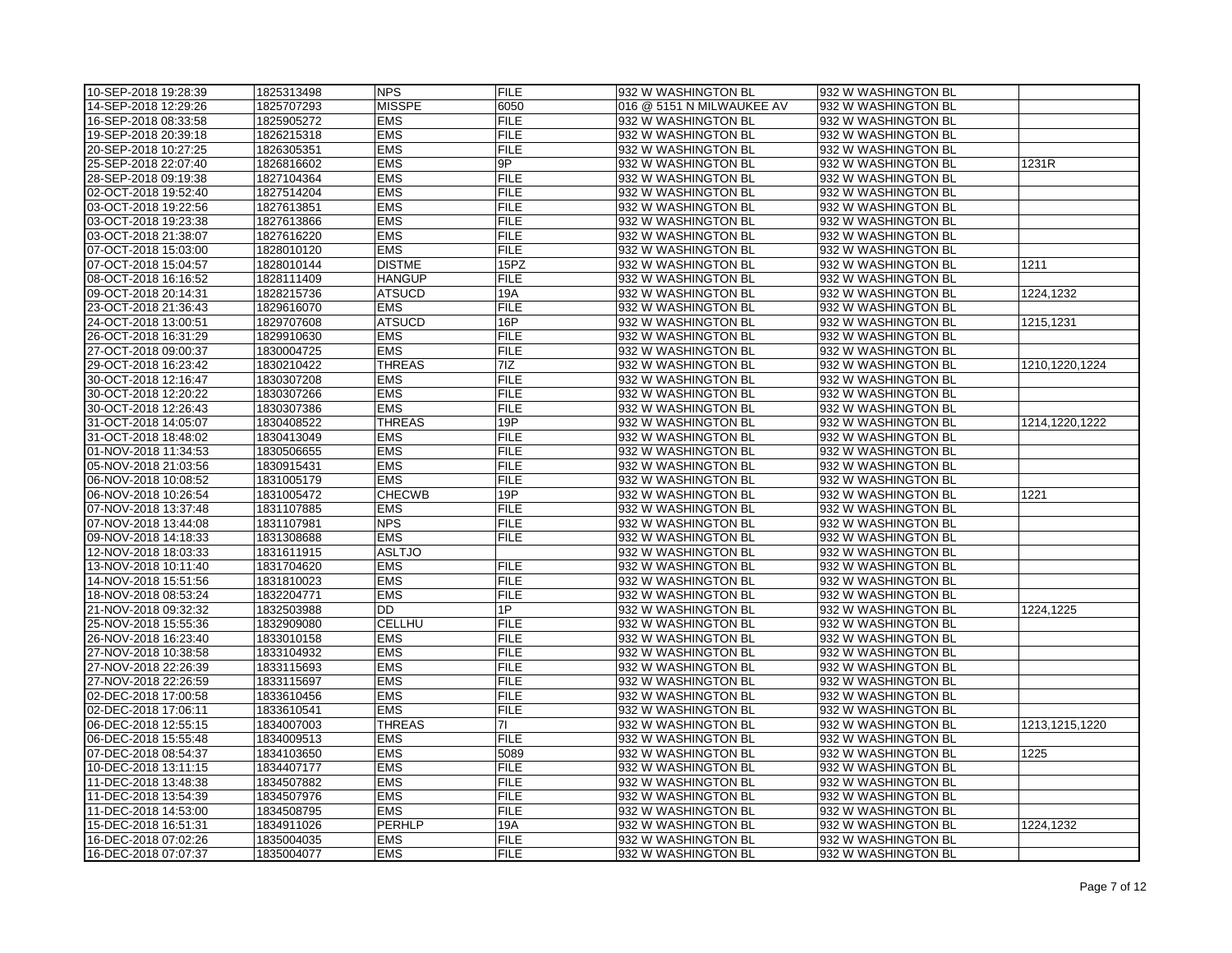| | | | | | | |
|---|---|---|---|---|---|---|
| 10-SEP-2018 19:28:39 | 1825313498 | NPS | FILE | 932 W WASHINGTON BL | 932 W WASHINGTON BL | |
| 14-SEP-2018 12:29:26 | 1825707293 | MISSPE | 6050 | 016 @ 5151 N MILWAUKEE AV | 932 W WASHINGTON BL | |
| 16-SEP-2018 08:33:58 | 1825905272 | EMS | FILE | 932 W WASHINGTON BL | 932 W WASHINGTON BL | |
| 19-SEP-2018 20:39:18 | 1826215318 | EMS | FILE | 932 W WASHINGTON BL | 932 W WASHINGTON BL | |
| 20-SEP-2018 10:27:25 | 1826305351 | EMS | FILE | 932 W WASHINGTON BL | 932 W WASHINGTON BL | |
| 25-SEP-2018 22:07:40 | 1826816602 | EMS | 9P | 932 W WASHINGTON BL | 932 W WASHINGTON BL | 1231R |
| 28-SEP-2018 09:19:38 | 1827104364 | EMS | FILE | 932 W WASHINGTON BL | 932 W WASHINGTON BL | |
| 02-OCT-2018 19:52:40 | 1827514204 | EMS | FILE | 932 W WASHINGTON BL | 932 W WASHINGTON BL | |
| 03-OCT-2018 19:22:56 | 1827613851 | EMS | FILE | 932 W WASHINGTON BL | 932 W WASHINGTON BL | |
| 03-OCT-2018 19:23:38 | 1827613866 | EMS | FILE | 932 W WASHINGTON BL | 932 W WASHINGTON BL | |
| 03-OCT-2018 21:38:07 | 1827616220 | EMS | FILE | 932 W WASHINGTON BL | 932 W WASHINGTON BL | |
| 07-OCT-2018 15:03:00 | 1828010120 | EMS | FILE | 932 W WASHINGTON BL | 932 W WASHINGTON BL | |
| 07-OCT-2018 15:04:57 | 1828010144 | DISTME | 15PZ | 932 W WASHINGTON BL | 932 W WASHINGTON BL | 1211 |
| 08-OCT-2018 16:16:52 | 1828111409 | HANGUP | FILE | 932 W WASHINGTON BL | 932 W WASHINGTON BL | |
| 09-OCT-2018 20:14:31 | 1828215736 | ATSUCD | 19A | 932 W WASHINGTON BL | 932 W WASHINGTON BL | 1224,1232 |
| 23-OCT-2018 21:36:43 | 1829616070 | EMS | FILE | 932 W WASHINGTON BL | 932 W WASHINGTON BL | |
| 24-OCT-2018 13:00:51 | 1829707608 | ATSUCD | 16P | 932 W WASHINGTON BL | 932 W WASHINGTON BL | 1215,1231 |
| 26-OCT-2018 16:31:29 | 1829910630 | EMS | FILE | 932 W WASHINGTON BL | 932 W WASHINGTON BL | |
| 27-OCT-2018 09:00:37 | 1830004725 | EMS | FILE | 932 W WASHINGTON BL | 932 W WASHINGTON BL | |
| 29-OCT-2018 16:23:42 | 1830210422 | THREAS | 7IZ | 932 W WASHINGTON BL | 932 W WASHINGTON BL | 1210,1220,1224 |
| 30-OCT-2018 12:16:47 | 1830307208 | EMS | FILE | 932 W WASHINGTON BL | 932 W WASHINGTON BL | |
| 30-OCT-2018 12:20:22 | 1830307266 | EMS | FILE | 932 W WASHINGTON BL | 932 W WASHINGTON BL | |
| 30-OCT-2018 12:26:43 | 1830307386 | EMS | FILE | 932 W WASHINGTON BL | 932 W WASHINGTON BL | |
| 31-OCT-2018 14:05:07 | 1830408522 | THREAS | 19P | 932 W WASHINGTON BL | 932 W WASHINGTON BL | 1214,1220,1222 |
| 31-OCT-2018 18:48:02 | 1830413049 | EMS | FILE | 932 W WASHINGTON BL | 932 W WASHINGTON BL | |
| 01-NOV-2018 11:34:53 | 1830506655 | EMS | FILE | 932 W WASHINGTON BL | 932 W WASHINGTON BL | |
| 05-NOV-2018 21:03:56 | 1830915431 | EMS | FILE | 932 W WASHINGTON BL | 932 W WASHINGTON BL | |
| 06-NOV-2018 10:08:52 | 1831005179 | EMS | FILE | 932 W WASHINGTON BL | 932 W WASHINGTON BL | |
| 06-NOV-2018 10:26:54 | 1831005472 | CHECWB | 19P | 932 W WASHINGTON BL | 932 W WASHINGTON BL | 1221 |
| 07-NOV-2018 13:37:48 | 1831107885 | EMS | FILE | 932 W WASHINGTON BL | 932 W WASHINGTON BL | |
| 07-NOV-2018 13:44:08 | 1831107981 | NPS | FILE | 932 W WASHINGTON BL | 932 W WASHINGTON BL | |
| 09-NOV-2018 14:18:33 | 1831308688 | EMS | FILE | 932 W WASHINGTON BL | 932 W WASHINGTON BL | |
| 12-NOV-2018 18:03:33 | 1831611915 | ASLTJO | | 932 W WASHINGTON BL | 932 W WASHINGTON BL | |
| 13-NOV-2018 10:11:40 | 1831704620 | EMS | FILE | 932 W WASHINGTON BL | 932 W WASHINGTON BL | |
| 14-NOV-2018 15:51:56 | 1831810023 | EMS | FILE | 932 W WASHINGTON BL | 932 W WASHINGTON BL | |
| 18-NOV-2018 08:53:24 | 1832204771 | EMS | FILE | 932 W WASHINGTON BL | 932 W WASHINGTON BL | |
| 21-NOV-2018 09:32:32 | 1832503988 | DD | 1P | 932 W WASHINGTON BL | 932 W WASHINGTON BL | 1224,1225 |
| 25-NOV-2018 15:55:36 | 1832909080 | CELLHU | FILE | 932 W WASHINGTON BL | 932 W WASHINGTON BL | |
| 26-NOV-2018 16:23:40 | 1833010158 | EMS | FILE | 932 W WASHINGTON BL | 932 W WASHINGTON BL | |
| 27-NOV-2018 10:38:58 | 1833104932 | EMS | FILE | 932 W WASHINGTON BL | 932 W WASHINGTON BL | |
| 27-NOV-2018 22:26:39 | 1833115693 | EMS | FILE | 932 W WASHINGTON BL | 932 W WASHINGTON BL | |
| 27-NOV-2018 22:26:59 | 1833115697 | EMS | FILE | 932 W WASHINGTON BL | 932 W WASHINGTON BL | |
| 02-DEC-2018 17:00:58 | 1833610456 | EMS | FILE | 932 W WASHINGTON BL | 932 W WASHINGTON BL | |
| 02-DEC-2018 17:06:11 | 1833610541 | EMS | FILE | 932 W WASHINGTON BL | 932 W WASHINGTON BL | |
| 06-DEC-2018 12:55:15 | 1834007003 | THREAS | 7I | 932 W WASHINGTON BL | 932 W WASHINGTON BL | 1213,1215,1220 |
| 06-DEC-2018 15:55:48 | 1834009513 | EMS | FILE | 932 W WASHINGTON BL | 932 W WASHINGTON BL | |
| 07-DEC-2018 08:54:37 | 1834103650 | EMS | 5089 | 932 W WASHINGTON BL | 932 W WASHINGTON BL | 1225 |
| 10-DEC-2018 13:11:15 | 1834407177 | EMS | FILE | 932 W WASHINGTON BL | 932 W WASHINGTON BL | |
| 11-DEC-2018 13:48:38 | 1834507882 | EMS | FILE | 932 W WASHINGTON BL | 932 W WASHINGTON BL | |
| 11-DEC-2018 13:54:39 | 1834507976 | EMS | FILE | 932 W WASHINGTON BL | 932 W WASHINGTON BL | |
| 11-DEC-2018 14:53:00 | 1834508795 | EMS | FILE | 932 W WASHINGTON BL | 932 W WASHINGTON BL | |
| 15-DEC-2018 16:51:31 | 1834911026 | PERHLP | 19A | 932 W WASHINGTON BL | 932 W WASHINGTON BL | 1224,1232 |
| 16-DEC-2018 07:02:26 | 1835004035 | EMS | FILE | 932 W WASHINGTON BL | 932 W WASHINGTON BL | |
| 16-DEC-2018 07:07:37 | 1835004077 | EMS | FILE | 932 W WASHINGTON BL | 932 W WASHINGTON BL | |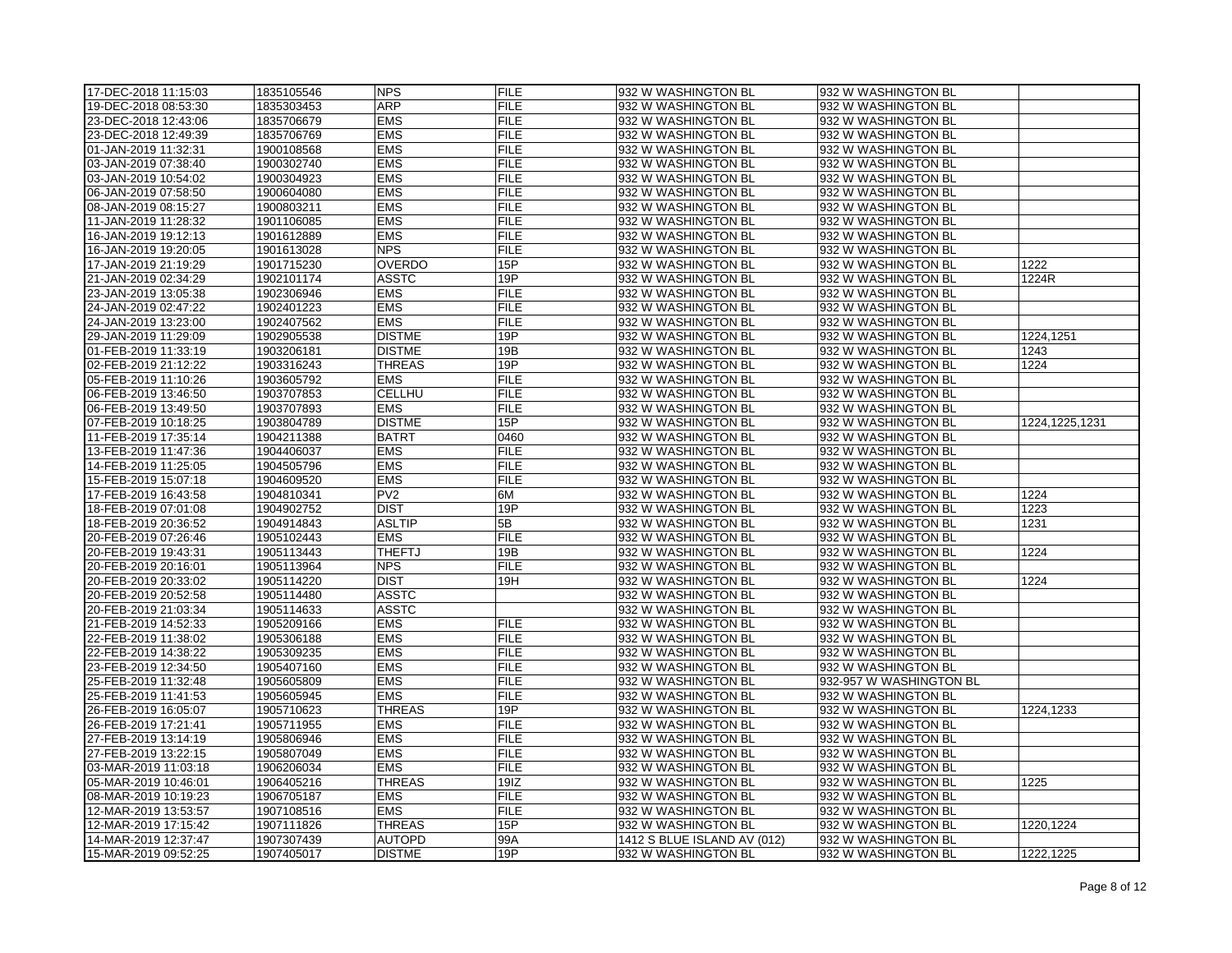| | | | | | | |
|---|---|---|---|---|---|---|
| 17-DEC-2018 11:15:03 | 1835105546 | NPS | FILE | 932 W WASHINGTON BL | 932 W WASHINGTON BL | |
| 19-DEC-2018 08:53:30 | 1835303453 | ARP | FILE | 932 W WASHINGTON BL | 932 W WASHINGTON BL | |
| 23-DEC-2018 12:43:06 | 1835706679 | EMS | FILE | 932 W WASHINGTON BL | 932 W WASHINGTON BL | |
| 23-DEC-2018 12:49:39 | 1835706769 | EMS | FILE | 932 W WASHINGTON BL | 932 W WASHINGTON BL | |
| 01-JAN-2019 11:32:31 | 1900108568 | EMS | FILE | 932 W WASHINGTON BL | 932 W WASHINGTON BL | |
| 03-JAN-2019 07:38:40 | 1900302740 | EMS | FILE | 932 W WASHINGTON BL | 932 W WASHINGTON BL | |
| 03-JAN-2019 10:54:02 | 1900304923 | EMS | FILE | 932 W WASHINGTON BL | 932 W WASHINGTON BL | |
| 06-JAN-2019 07:58:50 | 1900604080 | EMS | FILE | 932 W WASHINGTON BL | 932 W WASHINGTON BL | |
| 08-JAN-2019 08:15:27 | 1900803211 | EMS | FILE | 932 W WASHINGTON BL | 932 W WASHINGTON BL | |
| 11-JAN-2019 11:28:32 | 1901106085 | EMS | FILE | 932 W WASHINGTON BL | 932 W WASHINGTON BL | |
| 16-JAN-2019 19:12:13 | 1901612889 | EMS | FILE | 932 W WASHINGTON BL | 932 W WASHINGTON BL | |
| 16-JAN-2019 19:20:05 | 1901613028 | NPS | FILE | 932 W WASHINGTON BL | 932 W WASHINGTON BL | |
| 17-JAN-2019 21:19:29 | 1901715230 | OVERDO | 15P | 932 W WASHINGTON BL | 932 W WASHINGTON BL | 1222 |
| 21-JAN-2019 02:34:29 | 1902101174 | ASSTC | 19P | 932 W WASHINGTON BL | 932 W WASHINGTON BL | 1224R |
| 23-JAN-2019 13:05:38 | 1902306946 | EMS | FILE | 932 W WASHINGTON BL | 932 W WASHINGTON BL | |
| 24-JAN-2019 02:47:22 | 1902401223 | EMS | FILE | 932 W WASHINGTON BL | 932 W WASHINGTON BL | |
| 24-JAN-2019 13:23:00 | 1902407562 | EMS | FILE | 932 W WASHINGTON BL | 932 W WASHINGTON BL | |
| 29-JAN-2019 11:29:09 | 1902905538 | DISTME | 19P | 932 W WASHINGTON BL | 932 W WASHINGTON BL | 1224,1251 |
| 01-FEB-2019 11:33:19 | 1903206181 | DISTME | 19B | 932 W WASHINGTON BL | 932 W WASHINGTON BL | 1243 |
| 02-FEB-2019 21:12:22 | 1903316243 | THREAS | 19P | 932 W WASHINGTON BL | 932 W WASHINGTON BL | 1224 |
| 05-FEB-2019 11:10:26 | 1903605792 | EMS | FILE | 932 W WASHINGTON BL | 932 W WASHINGTON BL | |
| 06-FEB-2019 13:46:50 | 1903707853 | CELLHU | FILE | 932 W WASHINGTON BL | 932 W WASHINGTON BL | |
| 06-FEB-2019 13:49:50 | 1903707893 | EMS | FILE | 932 W WASHINGTON BL | 932 W WASHINGTON BL | |
| 07-FEB-2019 10:18:25 | 1903804789 | DISTME | 15P | 932 W WASHINGTON BL | 932 W WASHINGTON BL | 1224,1225,1231 |
| 11-FEB-2019 17:35:14 | 1904211388 | BATRT | 0460 | 932 W WASHINGTON BL | 932 W WASHINGTON BL | |
| 13-FEB-2019 11:47:36 | 1904406037 | EMS | FILE | 932 W WASHINGTON BL | 932 W WASHINGTON BL | |
| 14-FEB-2019 11:25:05 | 1904505796 | EMS | FILE | 932 W WASHINGTON BL | 932 W WASHINGTON BL | |
| 15-FEB-2019 15:07:18 | 1904609520 | EMS | FILE | 932 W WASHINGTON BL | 932 W WASHINGTON BL | |
| 17-FEB-2019 16:43:58 | 1904810341 | PV2 | 6M | 932 W WASHINGTON BL | 932 W WASHINGTON BL | 1224 |
| 18-FEB-2019 07:01:08 | 1904902752 | DIST | 19P | 932 W WASHINGTON BL | 932 W WASHINGTON BL | 1223 |
| 18-FEB-2019 20:36:52 | 1904914843 | ASLTIP | 5B | 932 W WASHINGTON BL | 932 W WASHINGTON BL | 1231 |
| 20-FEB-2019 07:26:46 | 1905102443 | EMS | FILE | 932 W WASHINGTON BL | 932 W WASHINGTON BL | |
| 20-FEB-2019 19:43:31 | 1905113443 | THEFTJ | 19B | 932 W WASHINGTON BL | 932 W WASHINGTON BL | 1224 |
| 20-FEB-2019 20:16:01 | 1905113964 | NPS | FILE | 932 W WASHINGTON BL | 932 W WASHINGTON BL | |
| 20-FEB-2019 20:33:02 | 1905114220 | DIST | 19H | 932 W WASHINGTON BL | 932 W WASHINGTON BL | 1224 |
| 20-FEB-2019 20:52:58 | 1905114480 | ASSTC | | 932 W WASHINGTON BL | 932 W WASHINGTON BL | |
| 20-FEB-2019 21:03:34 | 1905114633 | ASSTC | | 932 W WASHINGTON BL | 932 W WASHINGTON BL | |
| 21-FEB-2019 14:52:33 | 1905209166 | EMS | FILE | 932 W WASHINGTON BL | 932 W WASHINGTON BL | |
| 22-FEB-2019 11:38:02 | 1905306188 | EMS | FILE | 932 W WASHINGTON BL | 932 W WASHINGTON BL | |
| 22-FEB-2019 14:38:22 | 1905309235 | EMS | FILE | 932 W WASHINGTON BL | 932 W WASHINGTON BL | |
| 23-FEB-2019 12:34:50 | 1905407160 | EMS | FILE | 932 W WASHINGTON BL | 932 W WASHINGTON BL | |
| 25-FEB-2019 11:32:48 | 1905605809 | EMS | FILE | 932 W WASHINGTON BL | 932-957 W WASHINGTON BL | |
| 25-FEB-2019 11:41:53 | 1905605945 | EMS | FILE | 932 W WASHINGTON BL | 932 W WASHINGTON BL | |
| 26-FEB-2019 16:05:07 | 1905710623 | THREAS | 19P | 932 W WASHINGTON BL | 932 W WASHINGTON BL | 1224,1233 |
| 26-FEB-2019 17:21:41 | 1905711955 | EMS | FILE | 932 W WASHINGTON BL | 932 W WASHINGTON BL | |
| 27-FEB-2019 13:14:19 | 1905806946 | EMS | FILE | 932 W WASHINGTON BL | 932 W WASHINGTON BL | |
| 27-FEB-2019 13:22:15 | 1905807049 | EMS | FILE | 932 W WASHINGTON BL | 932 W WASHINGTON BL | |
| 03-MAR-2019 11:03:18 | 1906206034 | EMS | FILE | 932 W WASHINGTON BL | 932 W WASHINGTON BL | |
| 05-MAR-2019 10:46:01 | 1906405216 | THREAS | 19IZ | 932 W WASHINGTON BL | 932 W WASHINGTON BL | 1225 |
| 08-MAR-2019 10:19:23 | 1906705187 | EMS | FILE | 932 W WASHINGTON BL | 932 W WASHINGTON BL | |
| 12-MAR-2019 13:53:57 | 1907108516 | EMS | FILE | 932 W WASHINGTON BL | 932 W WASHINGTON BL | |
| 12-MAR-2019 17:15:42 | 1907111826 | THREAS | 15P | 932 W WASHINGTON BL | 932 W WASHINGTON BL | 1220,1224 |
| 14-MAR-2019 12:37:47 | 1907307439 | AUTOPD | 99A | 1412 S BLUE ISLAND AV (012) | 932 W WASHINGTON BL | |
| 15-MAR-2019 09:52:25 | 1907405017 | DISTME | 19P | 932 W WASHINGTON BL | 932 W WASHINGTON BL | 1222,1225 |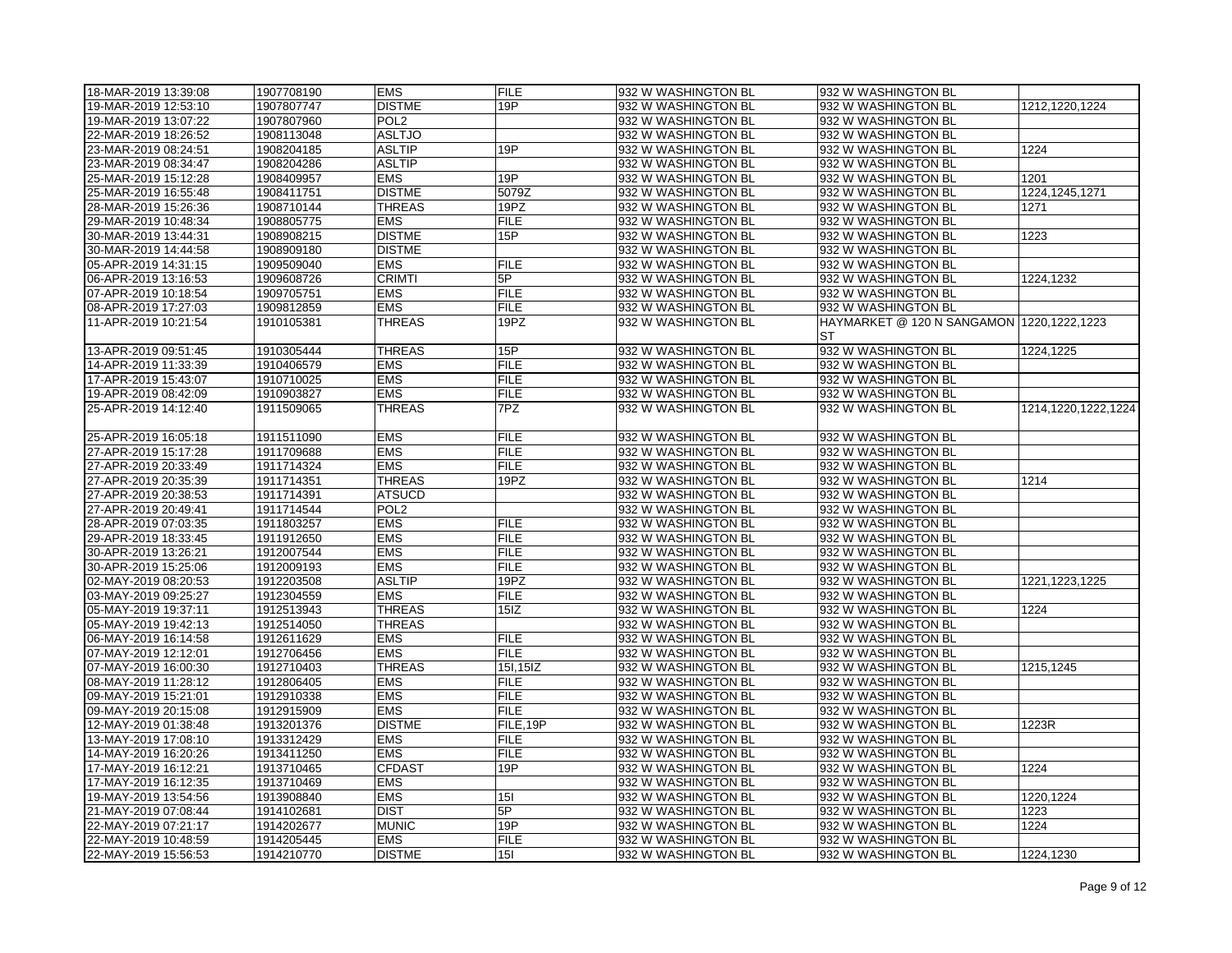| | | | | | | |
|---|---|---|---|---|---|---|
| 18-MAR-2019 13:39:08 | 1907708190 | EMS | FILE | 932 W WASHINGTON BL | 932 W WASHINGTON BL | |
| 19-MAR-2019 12:53:10 | 1907807747 | DISTME | 19P | 932 W WASHINGTON BL | 932 W WASHINGTON BL | 1212,1220,1224 |
| 19-MAR-2019 13:07:22 | 1907807960 | POL2 | | 932 W WASHINGTON BL | 932 W WASHINGTON BL | |
| 22-MAR-2019 18:26:52 | 1908113048 | ASLTJO | | 932 W WASHINGTON BL | 932 W WASHINGTON BL | |
| 23-MAR-2019 08:24:51 | 1908204185 | ASLTIP | 19P | 932 W WASHINGTON BL | 932 W WASHINGTON BL | 1224 |
| 23-MAR-2019 08:34:47 | 1908204286 | ASLTIP | | 932 W WASHINGTON BL | 932 W WASHINGTON BL | |
| 25-MAR-2019 15:12:28 | 1908409957 | EMS | 19P | 932 W WASHINGTON BL | 932 W WASHINGTON BL | 1201 |
| 25-MAR-2019 16:55:48 | 1908411751 | DISTME | 5079Z | 932 W WASHINGTON BL | 932 W WASHINGTON BL | 1224,1245,1271 |
| 28-MAR-2019 15:26:36 | 1908710144 | THREAS | 19PZ | 932 W WASHINGTON BL | 932 W WASHINGTON BL | 1271 |
| 29-MAR-2019 10:48:34 | 1908805775 | EMS | FILE | 932 W WASHINGTON BL | 932 W WASHINGTON BL | |
| 30-MAR-2019 13:44:31 | 1908908215 | DISTME | 15P | 932 W WASHINGTON BL | 932 W WASHINGTON BL | 1223 |
| 30-MAR-2019 14:44:58 | 1908909180 | DISTME | | 932 W WASHINGTON BL | 932 W WASHINGTON BL | |
| 05-APR-2019 14:31:15 | 1909509040 | EMS | FILE | 932 W WASHINGTON BL | 932 W WASHINGTON BL | |
| 06-APR-2019 13:16:53 | 1909608726 | CRIMTI | 5P | 932 W WASHINGTON BL | 932 W WASHINGTON BL | 1224,1232 |
| 07-APR-2019 10:18:54 | 1909705751 | EMS | FILE | 932 W WASHINGTON BL | 932 W WASHINGTON BL | |
| 08-APR-2019 17:27:03 | 1909812859 | EMS | FILE | 932 W WASHINGTON BL | 932 W WASHINGTON BL | |
| 11-APR-2019 10:21:54 | 1910105381 | THREAS | 19PZ | 932 W WASHINGTON BL | HAYMARKET @ 120 N SANGAMON ST | 1220,1222,1223 |
| 13-APR-2019 09:51:45 | 1910305444 | THREAS | 15P | 932 W WASHINGTON BL | 932 W WASHINGTON BL | 1224,1225 |
| 14-APR-2019 11:33:39 | 1910406579 | EMS | FILE | 932 W WASHINGTON BL | 932 W WASHINGTON BL | |
| 17-APR-2019 15:43:07 | 1910710025 | EMS | FILE | 932 W WASHINGTON BL | 932 W WASHINGTON BL | |
| 19-APR-2019 08:42:09 | 1910903827 | EMS | FILE | 932 W WASHINGTON BL | 932 W WASHINGTON BL | |
| 25-APR-2019 14:12:40 | 1911509065 | THREAS | 7PZ | 932 W WASHINGTON BL | 932 W WASHINGTON BL | 1214,1220,1222,1224 |
| 25-APR-2019 16:05:18 | 1911511090 | EMS | FILE | 932 W WASHINGTON BL | 932 W WASHINGTON BL | |
| 27-APR-2019 15:17:28 | 1911709688 | EMS | FILE | 932 W WASHINGTON BL | 932 W WASHINGTON BL | |
| 27-APR-2019 20:33:49 | 1911714324 | EMS | FILE | 932 W WASHINGTON BL | 932 W WASHINGTON BL | |
| 27-APR-2019 20:35:39 | 1911714351 | THREAS | 19PZ | 932 W WASHINGTON BL | 932 W WASHINGTON BL | 1214 |
| 27-APR-2019 20:38:53 | 1911714391 | ATSUCD | | 932 W WASHINGTON BL | 932 W WASHINGTON BL | |
| 27-APR-2019 20:49:41 | 1911714544 | POL2 | | 932 W WASHINGTON BL | 932 W WASHINGTON BL | |
| 28-APR-2019 07:03:35 | 1911803257 | EMS | FILE | 932 W WASHINGTON BL | 932 W WASHINGTON BL | |
| 29-APR-2019 18:33:45 | 1911912650 | EMS | FILE | 932 W WASHINGTON BL | 932 W WASHINGTON BL | |
| 30-APR-2019 13:26:21 | 1912007544 | EMS | FILE | 932 W WASHINGTON BL | 932 W WASHINGTON BL | |
| 30-APR-2019 15:25:06 | 1912009193 | EMS | FILE | 932 W WASHINGTON BL | 932 W WASHINGTON BL | |
| 02-MAY-2019 08:20:53 | 1912203508 | ASLTIP | 19PZ | 932 W WASHINGTON BL | 932 W WASHINGTON BL | 1221,1223,1225 |
| 03-MAY-2019 09:25:27 | 1912304559 | EMS | FILE | 932 W WASHINGTON BL | 932 W WASHINGTON BL | |
| 05-MAY-2019 19:37:11 | 1912513943 | THREAS | 15IZ | 932 W WASHINGTON BL | 932 W WASHINGTON BL | 1224 |
| 05-MAY-2019 19:42:13 | 1912514050 | THREAS | | 932 W WASHINGTON BL | 932 W WASHINGTON BL | |
| 06-MAY-2019 16:14:58 | 1912611629 | EMS | FILE | 932 W WASHINGTON BL | 932 W WASHINGTON BL | |
| 07-MAY-2019 12:12:01 | 1912706456 | EMS | FILE | 932 W WASHINGTON BL | 932 W WASHINGTON BL | |
| 07-MAY-2019 16:00:30 | 1912710403 | THREAS | 15I,15IZ | 932 W WASHINGTON BL | 932 W WASHINGTON BL | 1215,1245 |
| 08-MAY-2019 11:28:12 | 1912806405 | EMS | FILE | 932 W WASHINGTON BL | 932 W WASHINGTON BL | |
| 09-MAY-2019 15:21:01 | 1912910338 | EMS | FILE | 932 W WASHINGTON BL | 932 W WASHINGTON BL | |
| 09-MAY-2019 20:15:08 | 1912915909 | EMS | FILE | 932 W WASHINGTON BL | 932 W WASHINGTON BL | |
| 12-MAY-2019 01:38:48 | 1913201376 | DISTME | FILE,19P | 932 W WASHINGTON BL | 932 W WASHINGTON BL | 1223R |
| 13-MAY-2019 17:08:10 | 1913312429 | EMS | FILE | 932 W WASHINGTON BL | 932 W WASHINGTON BL | |
| 14-MAY-2019 16:20:26 | 1913411250 | EMS | FILE | 932 W WASHINGTON BL | 932 W WASHINGTON BL | |
| 17-MAY-2019 16:12:21 | 1913710465 | CFDAST | 19P | 932 W WASHINGTON BL | 932 W WASHINGTON BL | 1224 |
| 17-MAY-2019 16:12:35 | 1913710469 | EMS | | 932 W WASHINGTON BL | 932 W WASHINGTON BL | |
| 19-MAY-2019 13:54:56 | 1913908840 | EMS | 15I | 932 W WASHINGTON BL | 932 W WASHINGTON BL | 1220,1224 |
| 21-MAY-2019 07:08:44 | 1914102681 | DIST | 5P | 932 W WASHINGTON BL | 932 W WASHINGTON BL | 1223 |
| 22-MAY-2019 07:21:17 | 1914202677 | MUNIC | 19P | 932 W WASHINGTON BL | 932 W WASHINGTON BL | 1224 |
| 22-MAY-2019 10:48:59 | 1914205445 | EMS | FILE | 932 W WASHINGTON BL | 932 W WASHINGTON BL | |
| 22-MAY-2019 15:56:53 | 1914210770 | DISTME | 15I | 932 W WASHINGTON BL | 932 W WASHINGTON BL | 1224,1230 |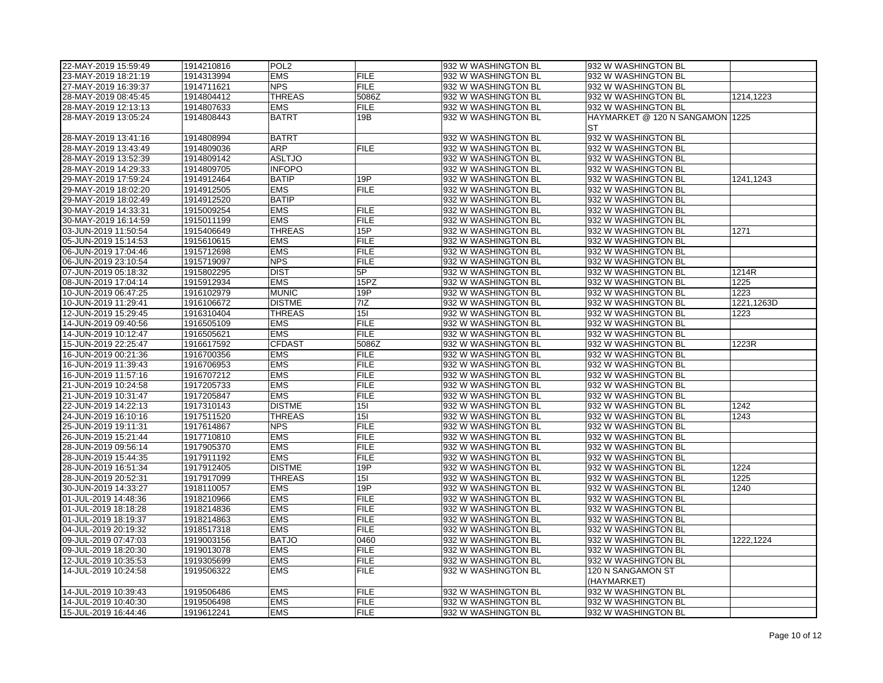| | | | | | | |
|---|---|---|---|---|---|---|
| 22-MAY-2019 15:59:49 | 1914210816 | POL2 | | 932 W WASHINGTON BL | 932 W WASHINGTON BL | |
| 23-MAY-2019 18:21:19 | 1914313994 | EMS | FILE | 932 W WASHINGTON BL | 932 W WASHINGTON BL | |
| 27-MAY-2019 16:39:37 | 1914711621 | NPS | FILE | 932 W WASHINGTON BL | 932 W WASHINGTON BL | |
| 28-MAY-2019 08:45:45 | 1914804412 | THREAS | 5086Z | 932 W WASHINGTON BL | 932 W WASHINGTON BL | 1214,1223 |
| 28-MAY-2019 12:13:13 | 1914807633 | EMS | FILE | 932 W WASHINGTON BL | 932 W WASHINGTON BL | |
| 28-MAY-2019 13:05:24 | 1914808443 | BATRT | 19B | 932 W WASHINGTON BL | HAYMARKET @ 120 N SANGAMON ST | 1225 |
| 28-MAY-2019 13:41:16 | 1914808994 | BATRT | | 932 W WASHINGTON BL | 932 W WASHINGTON BL | |
| 28-MAY-2019 13:43:49 | 1914809036 | ARP | FILE | 932 W WASHINGTON BL | 932 W WASHINGTON BL | |
| 28-MAY-2019 13:52:39 | 1914809142 | ASLTJO | | 932 W WASHINGTON BL | 932 W WASHINGTON BL | |
| 28-MAY-2019 14:29:33 | 1914809705 | INFOPO | | 932 W WASHINGTON BL | 932 W WASHINGTON BL | |
| 29-MAY-2019 17:59:24 | 1914912464 | BATIP | 19P | 932 W WASHINGTON BL | 932 W WASHINGTON BL | 1241,1243 |
| 29-MAY-2019 18:02:20 | 1914912505 | EMS | FILE | 932 W WASHINGTON BL | 932 W WASHINGTON BL | |
| 29-MAY-2019 18:02:49 | 1914912520 | BATIP | | 932 W WASHINGTON BL | 932 W WASHINGTON BL | |
| 30-MAY-2019 14:33:31 | 1915009254 | EMS | FILE | 932 W WASHINGTON BL | 932 W WASHINGTON BL | |
| 30-MAY-2019 16:14:59 | 1915011199 | EMS | FILE | 932 W WASHINGTON BL | 932 W WASHINGTON BL | |
| 03-JUN-2019 11:50:54 | 1915406649 | THREAS | 15P | 932 W WASHINGTON BL | 932 W WASHINGTON BL | 1271 |
| 05-JUN-2019 15:14:53 | 1915610615 | EMS | FILE | 932 W WASHINGTON BL | 932 W WASHINGTON BL | |
| 06-JUN-2019 17:04:46 | 1915712698 | EMS | FILE | 932 W WASHINGTON BL | 932 W WASHINGTON BL | |
| 06-JUN-2019 23:10:54 | 1915719097 | NPS | FILE | 932 W WASHINGTON BL | 932 W WASHINGTON BL | |
| 07-JUN-2019 05:18:32 | 1915802295 | DIST | 5P | 932 W WASHINGTON BL | 932 W WASHINGTON BL | 1214R |
| 08-JUN-2019 17:04:14 | 1915912934 | EMS | 15PZ | 932 W WASHINGTON BL | 932 W WASHINGTON BL | 1225 |
| 10-JUN-2019 06:47:25 | 1916102979 | MUNIC | 19P | 932 W WASHINGTON BL | 932 W WASHINGTON BL | 1223 |
| 10-JUN-2019 11:29:41 | 1916106672 | DISTME | 7IZ | 932 W WASHINGTON BL | 932 W WASHINGTON BL | 1221,1263D |
| 12-JUN-2019 15:29:45 | 1916310404 | THREAS | 15I | 932 W WASHINGTON BL | 932 W WASHINGTON BL | 1223 |
| 14-JUN-2019 09:40:56 | 1916505109 | EMS | FILE | 932 W WASHINGTON BL | 932 W WASHINGTON BL | |
| 14-JUN-2019 10:12:47 | 1916505621 | EMS | FILE | 932 W WASHINGTON BL | 932 W WASHINGTON BL | |
| 15-JUN-2019 22:25:47 | 1916617592 | CFDAST | 5086Z | 932 W WASHINGTON BL | 932 W WASHINGTON BL | 1223R |
| 16-JUN-2019 00:21:36 | 1916700356 | EMS | FILE | 932 W WASHINGTON BL | 932 W WASHINGTON BL | |
| 16-JUN-2019 11:39:43 | 1916706953 | EMS | FILE | 932 W WASHINGTON BL | 932 W WASHINGTON BL | |
| 16-JUN-2019 11:57:16 | 1916707212 | EMS | FILE | 932 W WASHINGTON BL | 932 W WASHINGTON BL | |
| 21-JUN-2019 10:24:58 | 1917205733 | EMS | FILE | 932 W WASHINGTON BL | 932 W WASHINGTON BL | |
| 21-JUN-2019 10:31:47 | 1917205847 | EMS | FILE | 932 W WASHINGTON BL | 932 W WASHINGTON BL | |
| 22-JUN-2019 14:22:13 | 1917310143 | DISTME | 15I | 932 W WASHINGTON BL | 932 W WASHINGTON BL | 1242 |
| 24-JUN-2019 16:10:16 | 1917511520 | THREAS | 15I | 932 W WASHINGTON BL | 932 W WASHINGTON BL | 1243 |
| 25-JUN-2019 19:11:31 | 1917614867 | NPS | FILE | 932 W WASHINGTON BL | 932 W WASHINGTON BL | |
| 26-JUN-2019 15:21:44 | 1917710810 | EMS | FILE | 932 W WASHINGTON BL | 932 W WASHINGTON BL | |
| 28-JUN-2019 09:56:14 | 1917905370 | EMS | FILE | 932 W WASHINGTON BL | 932 W WASHINGTON BL | |
| 28-JUN-2019 15:44:35 | 1917911192 | EMS | FILE | 932 W WASHINGTON BL | 932 W WASHINGTON BL | |
| 28-JUN-2019 16:51:34 | 1917912405 | DISTME | 19P | 932 W WASHINGTON BL | 932 W WASHINGTON BL | 1224 |
| 28-JUN-2019 20:52:31 | 1917917099 | THREAS | 15I | 932 W WASHINGTON BL | 932 W WASHINGTON BL | 1225 |
| 30-JUN-2019 14:33:27 | 1918110057 | EMS | 19P | 932 W WASHINGTON BL | 932 W WASHINGTON BL | 1240 |
| 01-JUL-2019 14:48:36 | 1918210966 | EMS | FILE | 932 W WASHINGTON BL | 932 W WASHINGTON BL | |
| 01-JUL-2019 18:18:28 | 1918214836 | EMS | FILE | 932 W WASHINGTON BL | 932 W WASHINGTON BL | |
| 01-JUL-2019 18:19:37 | 1918214863 | EMS | FILE | 932 W WASHINGTON BL | 932 W WASHINGTON BL | |
| 04-JUL-2019 20:19:32 | 1918517318 | EMS | FILE | 932 W WASHINGTON BL | 932 W WASHINGTON BL | |
| 09-JUL-2019 07:47:03 | 1919003156 | BATJO | 0460 | 932 W WASHINGTON BL | 932 W WASHINGTON BL | 1222,1224 |
| 09-JUL-2019 18:20:30 | 1919013078 | EMS | FILE | 932 W WASHINGTON BL | 932 W WASHINGTON BL | |
| 12-JUL-2019 10:35:53 | 1919305699 | EMS | FILE | 932 W WASHINGTON BL | 932 W WASHINGTON BL | |
| 14-JUL-2019 10:24:58 | 1919506322 | EMS | FILE | 932 W WASHINGTON BL | 120 N SANGAMON ST (HAYMARKET) | |
| 14-JUL-2019 10:39:43 | 1919506486 | EMS | FILE | 932 W WASHINGTON BL | 932 W WASHINGTON BL | |
| 14-JUL-2019 10:40:30 | 1919506498 | EMS | FILE | 932 W WASHINGTON BL | 932 W WASHINGTON BL | |
| 15-JUL-2019 16:44:46 | 1919612241 | EMS | FILE | 932 W WASHINGTON BL | 932 W WASHINGTON BL | |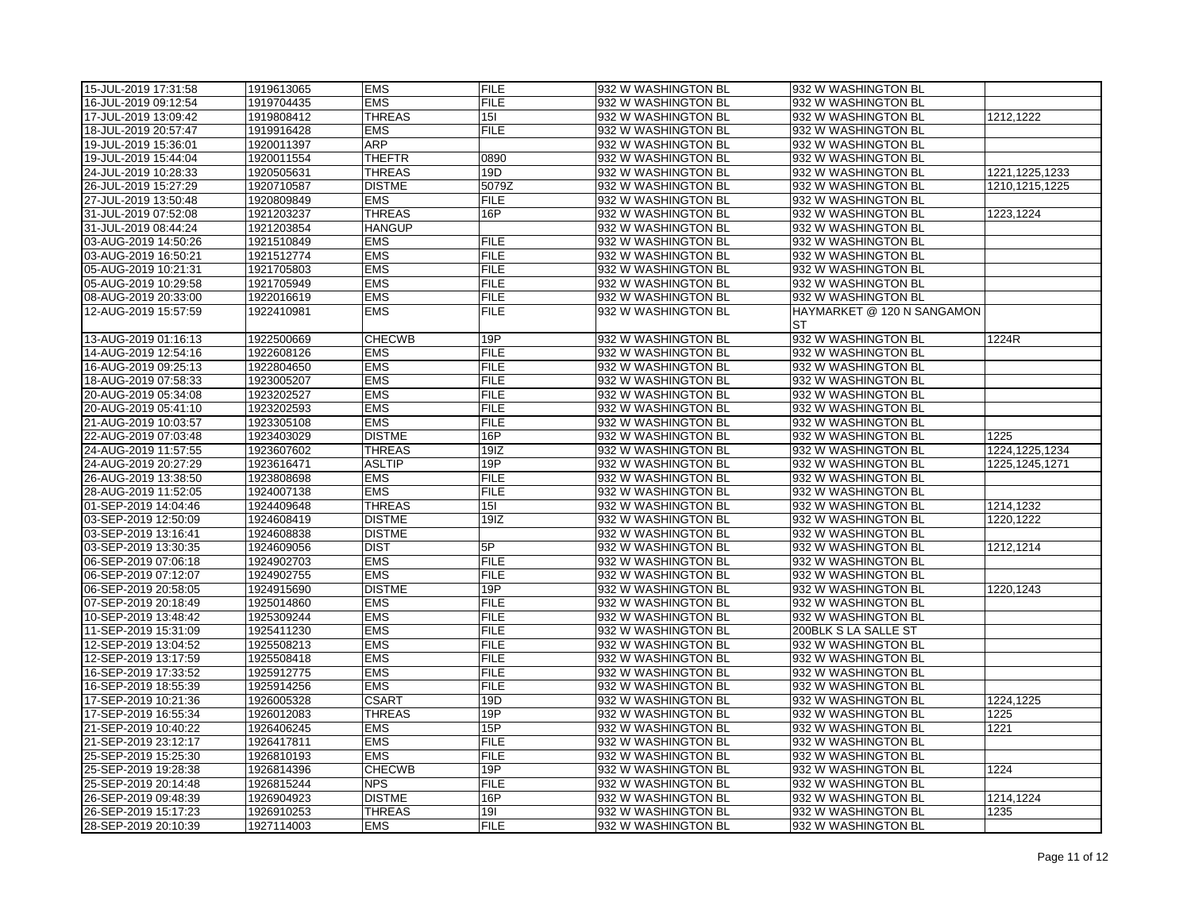| | | | | | | |
|---|---|---|---|---|---|---|
| 15-JUL-2019 17:31:58 | 1919613065 | EMS | FILE | 932 W WASHINGTON BL | 932 W WASHINGTON BL | |
| 16-JUL-2019 09:12:54 | 1919704435 | EMS | FILE | 932 W WASHINGTON BL | 932 W WASHINGTON BL | |
| 17-JUL-2019 13:09:42 | 1919808412 | THREAS | 15I | 932 W WASHINGTON BL | 932 W WASHINGTON BL | 1212,1222 |
| 18-JUL-2019 20:57:47 | 1919916428 | EMS | FILE | 932 W WASHINGTON BL | 932 W WASHINGTON BL | |
| 19-JUL-2019 15:36:01 | 1920011397 | ARP | | 932 W WASHINGTON BL | 932 W WASHINGTON BL | |
| 19-JUL-2019 15:44:04 | 1920011554 | THEFTR | 0890 | 932 W WASHINGTON BL | 932 W WASHINGTON BL | |
| 24-JUL-2019 10:28:33 | 1920505631 | THREAS | 19D | 932 W WASHINGTON BL | 932 W WASHINGTON BL | 1221,1225,1233 |
| 26-JUL-2019 15:27:29 | 1920710587 | DISTME | 5079Z | 932 W WASHINGTON BL | 932 W WASHINGTON BL | 1210,1215,1225 |
| 27-JUL-2019 13:50:48 | 1920809849 | EMS | FILE | 932 W WASHINGTON BL | 932 W WASHINGTON BL | |
| 31-JUL-2019 07:52:08 | 1921203237 | THREAS | 16P | 932 W WASHINGTON BL | 932 W WASHINGTON BL | 1223,1224 |
| 31-JUL-2019 08:44:24 | 1921203854 | HANGUP | | 932 W WASHINGTON BL | 932 W WASHINGTON BL | |
| 03-AUG-2019 14:50:26 | 1921510849 | EMS | FILE | 932 W WASHINGTON BL | 932 W WASHINGTON BL | |
| 03-AUG-2019 16:50:21 | 1921512774 | EMS | FILE | 932 W WASHINGTON BL | 932 W WASHINGTON BL | |
| 05-AUG-2019 10:21:31 | 1921705803 | EMS | FILE | 932 W WASHINGTON BL | 932 W WASHINGTON BL | |
| 05-AUG-2019 10:29:58 | 1921705949 | EMS | FILE | 932 W WASHINGTON BL | 932 W WASHINGTON BL | |
| 08-AUG-2019 20:33:00 | 1922016619 | EMS | FILE | 932 W WASHINGTON BL | 932 W WASHINGTON BL | |
| 12-AUG-2019 15:57:59 | 1922410981 | EMS | FILE | 932 W WASHINGTON BL | HAYMARKET @ 120 N SANGAMON ST | |
| 13-AUG-2019 01:16:13 | 1922500669 | CHECWB | 19P | 932 W WASHINGTON BL | 932 W WASHINGTON BL | 1224R |
| 14-AUG-2019 12:54:16 | 1922608126 | EMS | FILE | 932 W WASHINGTON BL | 932 W WASHINGTON BL | |
| 16-AUG-2019 09:25:13 | 1922804650 | EMS | FILE | 932 W WASHINGTON BL | 932 W WASHINGTON BL | |
| 18-AUG-2019 07:58:33 | 1923005207 | EMS | FILE | 932 W WASHINGTON BL | 932 W WASHINGTON BL | |
| 20-AUG-2019 05:34:08 | 1923202527 | EMS | FILE | 932 W WASHINGTON BL | 932 W WASHINGTON BL | |
| 20-AUG-2019 05:41:10 | 1923202593 | EMS | FILE | 932 W WASHINGTON BL | 932 W WASHINGTON BL | |
| 21-AUG-2019 10:03:57 | 1923305108 | EMS | FILE | 932 W WASHINGTON BL | 932 W WASHINGTON BL | |
| 22-AUG-2019 07:03:48 | 1923403029 | DISTME | 16P | 932 W WASHINGTON BL | 932 W WASHINGTON BL | 1225 |
| 24-AUG-2019 11:57:55 | 1923607602 | THREAS | 19IZ | 932 W WASHINGTON BL | 932 W WASHINGTON BL | 1224,1225,1234 |
| 24-AUG-2019 20:27:29 | 1923616471 | ASLTIP | 19P | 932 W WASHINGTON BL | 932 W WASHINGTON BL | 1225,1245,1271 |
| 26-AUG-2019 13:38:50 | 1923808698 | EMS | FILE | 932 W WASHINGTON BL | 932 W WASHINGTON BL | |
| 28-AUG-2019 11:52:05 | 1924007138 | EMS | FILE | 932 W WASHINGTON BL | 932 W WASHINGTON BL | |
| 01-SEP-2019 14:04:46 | 1924409648 | THREAS | 15I | 932 W WASHINGTON BL | 932 W WASHINGTON BL | 1214,1232 |
| 03-SEP-2019 12:50:09 | 1924608419 | DISTME | 19IZ | 932 W WASHINGTON BL | 932 W WASHINGTON BL | 1220,1222 |
| 03-SEP-2019 13:16:41 | 1924608838 | DISTME | | 932 W WASHINGTON BL | 932 W WASHINGTON BL | |
| 03-SEP-2019 13:30:35 | 1924609056 | DIST | 5P | 932 W WASHINGTON BL | 932 W WASHINGTON BL | 1212,1214 |
| 06-SEP-2019 07:06:18 | 1924902703 | EMS | FILE | 932 W WASHINGTON BL | 932 W WASHINGTON BL | |
| 06-SEP-2019 07:12:07 | 1924902755 | EMS | FILE | 932 W WASHINGTON BL | 932 W WASHINGTON BL | |
| 06-SEP-2019 20:58:05 | 1924915690 | DISTME | 19P | 932 W WASHINGTON BL | 932 W WASHINGTON BL | 1220,1243 |
| 07-SEP-2019 20:18:49 | 1925014860 | EMS | FILE | 932 W WASHINGTON BL | 932 W WASHINGTON BL | |
| 10-SEP-2019 13:48:42 | 1925309244 | EMS | FILE | 932 W WASHINGTON BL | 932 W WASHINGTON BL | |
| 11-SEP-2019 15:31:09 | 1925411230 | EMS | FILE | 932 W WASHINGTON BL | 200BLK S LA SALLE ST | |
| 12-SEP-2019 13:04:52 | 1925508213 | EMS | FILE | 932 W WASHINGTON BL | 932 W WASHINGTON BL | |
| 12-SEP-2019 13:17:59 | 1925508418 | EMS | FILE | 932 W WASHINGTON BL | 932 W WASHINGTON BL | |
| 16-SEP-2019 17:33:52 | 1925912775 | EMS | FILE | 932 W WASHINGTON BL | 932 W WASHINGTON BL | |
| 16-SEP-2019 18:55:39 | 1925914256 | EMS | FILE | 932 W WASHINGTON BL | 932 W WASHINGTON BL | |
| 17-SEP-2019 10:21:36 | 1926005328 | CSART | 19D | 932 W WASHINGTON BL | 932 W WASHINGTON BL | 1224,1225 |
| 17-SEP-2019 16:55:34 | 1926012083 | THREAS | 19P | 932 W WASHINGTON BL | 932 W WASHINGTON BL | 1225 |
| 21-SEP-2019 10:40:22 | 1926406245 | EMS | 15P | 932 W WASHINGTON BL | 932 W WASHINGTON BL | 1221 |
| 21-SEP-2019 23:12:17 | 1926417811 | EMS | FILE | 932 W WASHINGTON BL | 932 W WASHINGTON BL | |
| 25-SEP-2019 15:25:30 | 1926810193 | EMS | FILE | 932 W WASHINGTON BL | 932 W WASHINGTON BL | |
| 25-SEP-2019 19:28:38 | 1926814396 | CHECWB | 19P | 932 W WASHINGTON BL | 932 W WASHINGTON BL | 1224 |
| 25-SEP-2019 20:14:48 | 1926815244 | NPS | FILE | 932 W WASHINGTON BL | 932 W WASHINGTON BL | |
| 26-SEP-2019 09:48:39 | 1926904923 | DISTME | 16P | 932 W WASHINGTON BL | 932 W WASHINGTON BL | 1214,1224 |
| 26-SEP-2019 15:17:23 | 1926910253 | THREAS | 19I | 932 W WASHINGTON BL | 932 W WASHINGTON BL | 1235 |
| 28-SEP-2019 20:10:39 | 1927114003 | EMS | FILE | 932 W WASHINGTON BL | 932 W WASHINGTON BL | |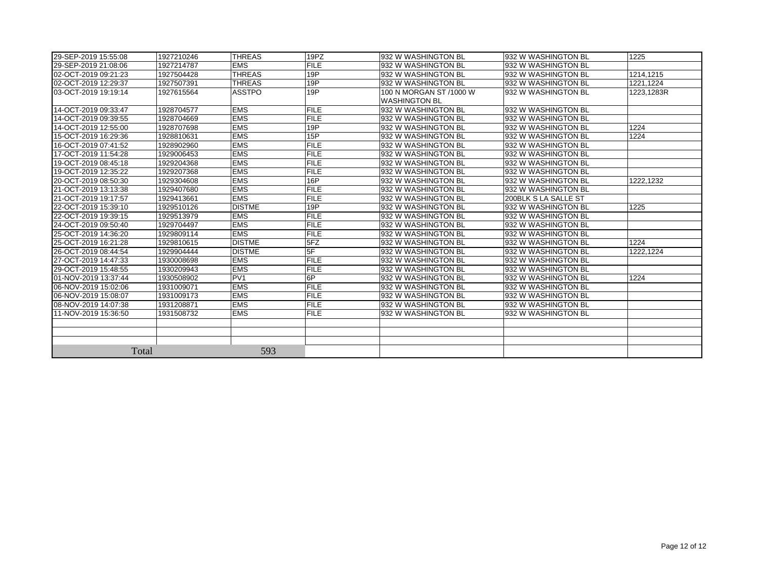| | | | | | | |
|---|---|---|---|---|---|---|
| 29-SEP-2019 15:55:08 | 1927210246 | THREAS | 19PZ | 932 W WASHINGTON BL | 932 W WASHINGTON BL | 1225 |
| 29-SEP-2019 21:08:06 | 1927214787 | EMS | FILE | 932 W WASHINGTON BL | 932 W WASHINGTON BL | |
| 02-OCT-2019 09:21:23 | 1927504428 | THREAS | 19P | 932 W WASHINGTON BL | 932 W WASHINGTON BL | 1214,1215 |
| 02-OCT-2019 12:29:37 | 1927507391 | THREAS | 19P | 932 W WASHINGTON BL | 932 W WASHINGTON BL | 1221,1224 |
| 03-OCT-2019 19:19:14 | 1927615564 | ASSTPO | 19P | 100 N MORGAN ST /1000 W WASHINGTON BL | 932 W WASHINGTON BL | 1223,1283R |
| 14-OCT-2019 09:33:47 | 1928704577 | EMS | FILE | 932 W WASHINGTON BL | 932 W WASHINGTON BL | |
| 14-OCT-2019 09:39:55 | 1928704669 | EMS | FILE | 932 W WASHINGTON BL | 932 W WASHINGTON BL | |
| 14-OCT-2019 12:55:00 | 1928707698 | EMS | 19P | 932 W WASHINGTON BL | 932 W WASHINGTON BL | 1224 |
| 15-OCT-2019 16:29:36 | 1928810631 | EMS | 15P | 932 W WASHINGTON BL | 932 W WASHINGTON BL | 1224 |
| 16-OCT-2019 07:41:52 | 1928902960 | EMS | FILE | 932 W WASHINGTON BL | 932 W WASHINGTON BL | |
| 17-OCT-2019 11:54:28 | 1929006453 | EMS | FILE | 932 W WASHINGTON BL | 932 W WASHINGTON BL | |
| 19-OCT-2019 08:45:18 | 1929204368 | EMS | FILE | 932 W WASHINGTON BL | 932 W WASHINGTON BL | |
| 19-OCT-2019 12:35:22 | 1929207368 | EMS | FILE | 932 W WASHINGTON BL | 932 W WASHINGTON BL | |
| 20-OCT-2019 08:50:30 | 1929304608 | EMS | 16P | 932 W WASHINGTON BL | 932 W WASHINGTON BL | 1222,1232 |
| 21-OCT-2019 13:13:38 | 1929407680 | EMS | FILE | 932 W WASHINGTON BL | 932 W WASHINGTON BL | |
| 21-OCT-2019 19:17:57 | 1929413661 | EMS | FILE | 932 W WASHINGTON BL | 200BLK S LA SALLE ST | |
| 22-OCT-2019 15:39:10 | 1929510126 | DISTME | 19P | 932 W WASHINGTON BL | 932 W WASHINGTON BL | 1225 |
| 22-OCT-2019 19:39:15 | 1929513979 | EMS | FILE | 932 W WASHINGTON BL | 932 W WASHINGTON BL | |
| 24-OCT-2019 09:50:40 | 1929704497 | EMS | FILE | 932 W WASHINGTON BL | 932 W WASHINGTON BL | |
| 25-OCT-2019 14:36:20 | 1929809114 | EMS | FILE | 932 W WASHINGTON BL | 932 W WASHINGTON BL | |
| 25-OCT-2019 16:21:28 | 1929810615 | DISTME | 5FZ | 932 W WASHINGTON BL | 932 W WASHINGTON BL | 1224 |
| 26-OCT-2019 08:44:54 | 1929904444 | DISTME | 5F | 932 W WASHINGTON BL | 932 W WASHINGTON BL | 1222,1224 |
| 27-OCT-2019 14:47:33 | 1930008698 | EMS | FILE | 932 W WASHINGTON BL | 932 W WASHINGTON BL | |
| 29-OCT-2019 15:48:55 | 1930209943 | EMS | FILE | 932 W WASHINGTON BL | 932 W WASHINGTON BL | |
| 01-NOV-2019 13:37:44 | 1930508902 | PV1 | 6P | 932 W WASHINGTON BL | 932 W WASHINGTON BL | 1224 |
| 06-NOV-2019 15:02:06 | 1931009071 | EMS | FILE | 932 W WASHINGTON BL | 932 W WASHINGTON BL | |
| 06-NOV-2019 15:08:07 | 1931009173 | EMS | FILE | 932 W WASHINGTON BL | 932 W WASHINGTON BL | |
| 08-NOV-2019 14:07:38 | 1931208871 | EMS | FILE | 932 W WASHINGTON BL | 932 W WASHINGTON BL | |
| 11-NOV-2019 15:36:50 | 1931508732 | EMS | FILE | 932 W WASHINGTON BL | 932 W WASHINGTON BL | |
| | | | | | | |
| | | | | | | |
| | | | | | | |
| Total | | 593 | | | | |